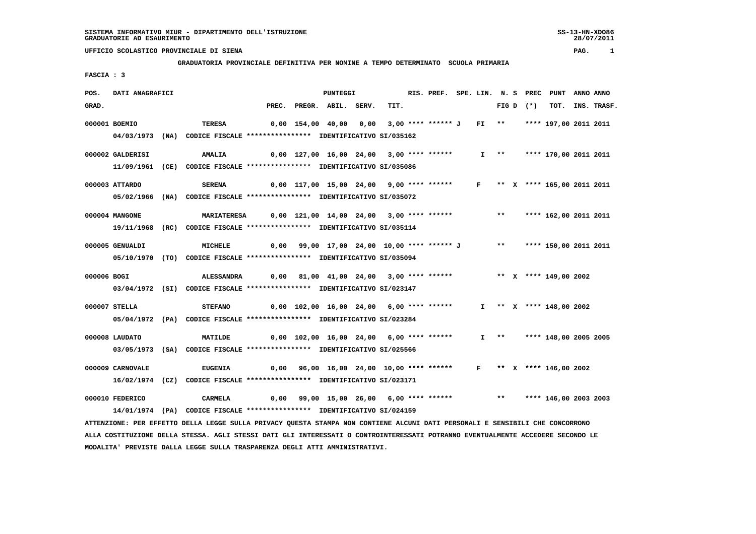SISTEMA INFORMATIVO MIUR - DIPARTIMENTO DELL'ISTRUZIONE
GRADUATORIE AD ESAURIMENTO

UFFICIO SCOLASTICO PROVINCIALE DI SIENA

GRADUATORIA PROVINCIALE DEFINITIVA PER NOMINE A TEMPO DETERMINATO SCUOLA PRIMARIA

FASCIA : 3

| POS. GRAD. | DATI ANAGRAFICI | | PREC. | PREGR. | ABIL. | SERV. | TIT. | RIS. PREF. | SPE. LIN. | N. S FIG D | PREC (*) | PUNT TOT. | ANNO INS. | ANNO TRASF. |
|---|---|---|---|---|---|---|---|---|---|---|---|---|---|---|
| 000001 | BOEMIO | TERESA | 0,00 | 154,00 | 40,00 | 0,00 | 3,00 | **** ****** J | FI | ** | | **** 197,00 | 2011 | 2011 |
| | 04/03/1973 (NA) CODICE FISCALE **************** IDENTIFICATIVO SI/035162 | | | | | | | | | | | | | |
| 000002 | GALDERISI | AMALIA | 0,00 | 127,00 | 16,00 | 24,00 | 3,00 | **** ****** | I | ** | | **** 170,00 | 2011 | 2011 |
| | 11/09/1961 (CE) CODICE FISCALE **************** IDENTIFICATIVO SI/035086 | | | | | | | | | | | | | |
| 000003 | ATTARDO | SERENA | 0,00 | 117,00 | 15,00 | 24,00 | 9,00 | **** ****** | F | ** | X | **** 165,00 | 2011 | 2011 |
| | 05/02/1966 (NA) CODICE FISCALE **************** IDENTIFICATIVO SI/035072 | | | | | | | | | | | | | |
| 000004 | MANGONE | MARIATERESA | 0,00 | 121,00 | 14,00 | 24,00 | 3,00 | **** ****** | | ** | | **** 162,00 | 2011 | 2011 |
| | 19/11/1968 (RC) CODICE FISCALE **************** IDENTIFICATIVO SI/035114 | | | | | | | | | | | | | |
| 000005 | GENUALDI | MICHELE | 0,00 | 99,00 | 17,00 | 24,00 | 10,00 | **** ****** J | | ** | | **** 150,00 | 2011 | 2011 |
| | 05/10/1970 (TO) CODICE FISCALE **************** IDENTIFICATIVO SI/035094 | | | | | | | | | | | | | |
| 000006 | BOGI | ALESSANDRA | 0,00 | 81,00 | 41,00 | 24,00 | 3,00 | **** ****** | | ** | X | **** 149,00 | 2002 | |
| | 03/04/1972 (SI) CODICE FISCALE **************** IDENTIFICATIVO SI/023147 | | | | | | | | | | | | | |
| 000007 | STELLA | STEFANO | 0,00 | 102,00 | 16,00 | 24,00 | 6,00 | **** ****** | I | ** | X | **** 148,00 | 2002 | |
| | 05/04/1972 (PA) CODICE FISCALE **************** IDENTIFICATIVO SI/023284 | | | | | | | | | | | | | |
| 000008 | LAUDATO | MATILDE | 0,00 | 102,00 | 16,00 | 24,00 | 6,00 | **** ****** | I | ** | | **** 148,00 | 2005 | 2005 |
| | 03/05/1973 (SA) CODICE FISCALE **************** IDENTIFICATIVO SI/025566 | | | | | | | | | | | | | |
| 000009 | CARNOVALE | EUGENIA | 0,00 | 96,00 | 16,00 | 24,00 | 10,00 | **** ****** | F | ** | X | **** 146,00 | 2002 | |
| | 16/02/1974 (CZ) CODICE FISCALE **************** IDENTIFICATIVO SI/023171 | | | | | | | | | | | | | |
| 000010 | FEDERICO | CARMELA | 0,00 | 99,00 | 15,00 | 26,00 | 6,00 | **** ****** | | ** | | **** 146,00 | 2003 | 2003 |
| | 14/01/1974 (PA) CODICE FISCALE **************** IDENTIFICATIVO SI/024159 | | | | | | | | | | | | | |

ATTENZIONE: PER EFFETTO DELLA LEGGE SULLA PRIVACY QUESTA STAMPA NON CONTIENE ALCUNI DATI PERSONALI E SENSIBILI CHE CONCORRONO ALLA COSTITUZIONE DELLA STESSA. AGLI STESSI DATI GLI INTERESSATI O CONTROINTERESSATI POTRANNO EVENTUALMENTE ACCEDERE SECONDO LE MODALITA' PREVISTE DALLA LEGGE SULLA TRASPARENZA DEGLI ATTI AMMINISTRATIVI.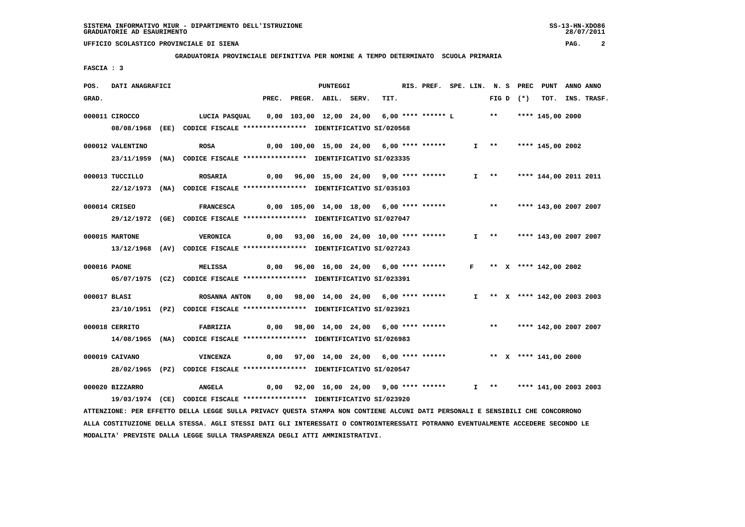SISTEMA INFORMATIVO MIUR - DIPARTIMENTO DELL'ISTRUZIONE
GRADUATORIE AD ESAURIMENTO

UFFICIO SCOLASTICO PROVINCIALE DI SIENA

GRADUATORIA PROVINCIALE DEFINITIVA PER NOMINE A TEMPO DETERMINATO SCUOLA PRIMARIA

FASCIA : 3

| POS. GRAD. | DATI ANAGRAFICI | | PREC. | PREGR. | ABIL. | SERV. | TIT. | RIS. | PREF. | SPE. LIN. | N. S FIG D | PREC (*) | PUNT TOT. | ANNO INS. | ANNO TRASF. |
|---|---|---|---|---|---|---|---|---|---|---|---|---|---|---|---|
| 000011 | CIROCCO | LUCIA PASQUAL | 0,00 | 103,00 | 12,00 | 24,00 | 6,00 | **** | ****** | L | ** | | **** 145,00 | 2000 | |
| | 08/08/1968 (EE) | CODICE FISCALE **************** IDENTIFICATIVO SI/020568 | | | | | | | | | | | | | |
| 000012 | VALENTINO | ROSA | 0,00 | 100,00 | 15,00 | 24,00 | 6,00 | **** | ****** | I | ** | | **** 145,00 | 2002 | |
| | 23/11/1959 (NA) | CODICE FISCALE **************** IDENTIFICATIVO SI/023335 | | | | | | | | | | | | | |
| 000013 | TUCCILLO | ROSARIA | 0,00 | 96,00 | 15,00 | 24,00 | 9,00 | **** | ****** | I | ** | | **** 144,00 | 2011 | 2011 |
| | 22/12/1973 (NA) | CODICE FISCALE **************** IDENTIFICATIVO SI/035103 | | | | | | | | | | | | | |
| 000014 | CRISEO | FRANCESCA | 0,00 | 105,00 | 14,00 | 18,00 | 6,00 | **** | ****** | | ** | | **** 143,00 | 2007 | 2007 |
| | 29/12/1972 (GE) | CODICE FISCALE **************** IDENTIFICATIVO SI/027047 | | | | | | | | | | | | | |
| 000015 | MARTONE | VERONICA | 0,00 | 93,00 | 16,00 | 24,00 | 10,00 | **** | ****** | I | ** | | **** 143,00 | 2007 | 2007 |
| | 13/12/1968 (AV) | CODICE FISCALE **************** IDENTIFICATIVO SI/027243 | | | | | | | | | | | | | |
| 000016 | PAONE | MELISSA | 0,00 | 96,00 | 16,00 | 24,00 | 6,00 | **** | ****** | F | ** | X | **** 142,00 | 2002 | |
| | 05/07/1975 (CZ) | CODICE FISCALE **************** IDENTIFICATIVO SI/023391 | | | | | | | | | | | | | |
| 000017 | BLASI | ROSANNA ANTON | 0,00 | 98,00 | 14,00 | 24,00 | 6,00 | **** | ****** | I | ** | X | **** 142,00 | 2003 | 2003 |
| | 23/10/1951 (PZ) | CODICE FISCALE **************** IDENTIFICATIVO SI/023921 | | | | | | | | | | | | | |
| 000018 | CERRITO | FABRIZIA | 0,00 | 98,00 | 14,00 | 24,00 | 6,00 | **** | ****** | | ** | | **** 142,00 | 2007 | 2007 |
| | 14/08/1965 (NA) | CODICE FISCALE **************** IDENTIFICATIVO SI/026983 | | | | | | | | | | | | | |
| 000019 | CAIVANO | VINCENZA | 0,00 | 97,00 | 14,00 | 24,00 | 6,00 | **** | ****** | | ** | X | **** 141,00 | 2000 | |
| | 28/02/1965 (PZ) | CODICE FISCALE **************** IDENTIFICATIVO SI/020547 | | | | | | | | | | | | | |
| 000020 | BIZZARRO | ANGELA | 0,00 | 92,00 | 16,00 | 24,00 | 9,00 | **** | ****** | I | ** | | **** 141,00 | 2003 | 2003 |
| | 19/03/1974 (CE) | CODICE FISCALE **************** IDENTIFICATIVO SI/023920 | | | | | | | | | | | | | |

ATTENZIONE: PER EFFETTO DELLA LEGGE SULLA PRIVACY QUESTA STAMPA NON CONTIENE ALCUNI DATI PERSONALI E SENSIBILI CHE CONCORRONO ALLA COSTITUZIONE DELLA STESSA. AGLI STESSI DATI GLI INTERESSATI O CONTROINTERESSATI POTRANNO EVENTUALMENTE ACCEDERE SECONDO LE MODALITA' PREVISTE DALLA LEGGE SULLA TRASPARENZA DEGLI ATTI AMMINISTRATIVI.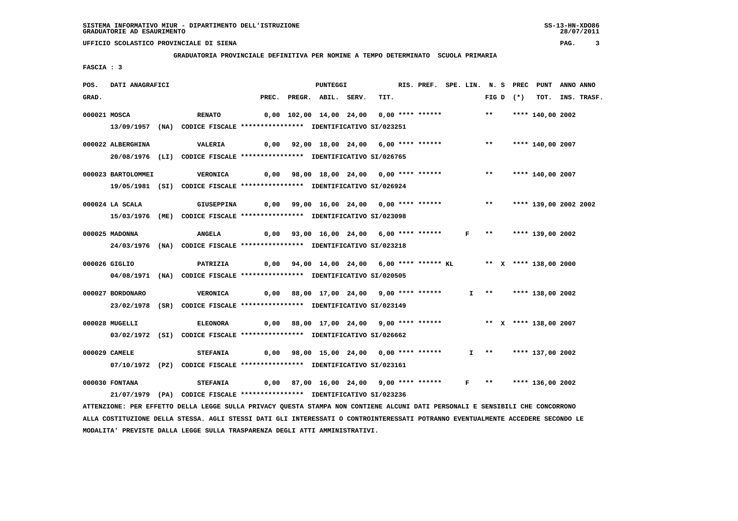SISTEMA INFORMATIVO MIUR - DIPARTIMENTO DELL'ISTRUZIONE
GRADUATORIE AD ESAURIMENTO

UFFICIO SCOLASTICO PROVINCIALE DI SIENA

**GRADUATORIA PROVINCIALE DEFINITIVA PER NOMINE A TEMPO DETERMINATO SCUOLA PRIMARIA**

**FASCIA : 3**

| POS. GRAD. | DATI ANAGRAFICI | | PREC. | PREGR. | ABIL. | SERV. | TIT. | RIS. | PREF. | SPE. LIN. | N. S FIG D | PREC (*) | PUNT TOT. | ANNO INS. | ANNO TRASF. |
|---|---|---|---|---|---|---|---|---|---|---|---|---|---|---|---|
| 000021 | MOSCA | RENATO | 0,00 | 102,00 | 14,00 | 24,00 | 0,00 | **** | ****** | | ** | | **** 140,00 | 2002 | |
| | 13/09/1957 (NA) CODICE FISCALE **************** IDENTIFICATIVO SI/023251 | | | | | | | | | | | | | | |
| 000022 | ALBERGHINA | VALERIA | 0,00 | 92,00 | 18,00 | 24,00 | 6,00 | **** | ****** | | ** | | **** 140,00 | 2007 | |
| | 20/08/1976 (LI) CODICE FISCALE **************** IDENTIFICATIVO SI/026765 | | | | | | | | | | | | | | |
| 000023 | BARTOLOMMEI | VERONICA | 0,00 | 98,00 | 18,00 | 24,00 | 0,00 | **** | ****** | | ** | | **** 140,00 | 2007 | |
| | 19/05/1981 (SI) CODICE FISCALE **************** IDENTIFICATIVO SI/026924 | | | | | | | | | | | | | | |
| 000024 | LA SCALA | GIUSEPPINA | 0,00 | 99,00 | 16,00 | 24,00 | 0,00 | **** | ****** | | ** | | **** 139,00 | 2002 | 2002 |
| | 15/03/1976 (ME) CODICE FISCALE **************** IDENTIFICATIVO SI/023098 | | | | | | | | | | | | | | |
| 000025 | MADONNA | ANGELA | 0,00 | 93,00 | 16,00 | 24,00 | 6,00 | **** | ****** | F | ** | | **** 139,00 | 2002 | |
| | 24/03/1976 (NA) CODICE FISCALE **************** IDENTIFICATIVO SI/023218 | | | | | | | | | | | | | | |
| 000026 | GIGLIO | PATRIZIA | 0,00 | 94,00 | 14,00 | 24,00 | 6,00 | **** | ****** KL | | ** | X | **** 138,00 | 2000 | |
| | 04/08/1971 (NA) CODICE FISCALE **************** IDENTIFICATIVO SI/020505 | | | | | | | | | | | | | | |
| 000027 | BORDONARO | VERONICA | 0,00 | 88,00 | 17,00 | 24,00 | 9,00 | **** | ****** | I | ** | | **** 138,00 | 2002 | |
| | 23/02/1978 (SR) CODICE FISCALE **************** IDENTIFICATIVO SI/023149 | | | | | | | | | | | | | | |
| 000028 | MUGELLI | ELEONORA | 0,00 | 88,00 | 17,00 | 24,00 | 9,00 | **** | ****** | | ** | X | **** 138,00 | 2007 | |
| | 03/02/1972 (SI) CODICE FISCALE **************** IDENTIFICATIVO SI/026662 | | | | | | | | | | | | | | |
| 000029 | CAMELE | STEFANIA | 0,00 | 98,00 | 15,00 | 24,00 | 0,00 | **** | ****** | I | ** | | **** 137,00 | 2002 | |
| | 07/10/1972 (PZ) CODICE FISCALE **************** IDENTIFICATIVO SI/023161 | | | | | | | | | | | | | | |
| 000030 | FONTANA | STEFANIA | 0,00 | 87,00 | 16,00 | 24,00 | 9,00 | **** | ****** | F | ** | | **** 136,00 | 2002 | |
| | 21/07/1979 (PA) CODICE FISCALE **************** IDENTIFICATIVO SI/023236 | | | | | | | | | | | | | | |

ATTENZIONE: PER EFFETTO DELLA LEGGE SULLA PRIVACY QUESTA STAMPA NON CONTIENE ALCUNI DATI PERSONALI E SENSIBILI CHE CONCORRONO ALLA COSTITUZIONE DELLA STESSA. AGLI STESSI DATI GLI INTERESSATI O CONTROINTERESSATI POTRANNO EVENTUALMENTE ACCEDERE SECONDO LE MODALITA' PREVISTE DALLA LEGGE SULLA TRASPARENZA DEGLI ATTI AMMINISTRATIVI.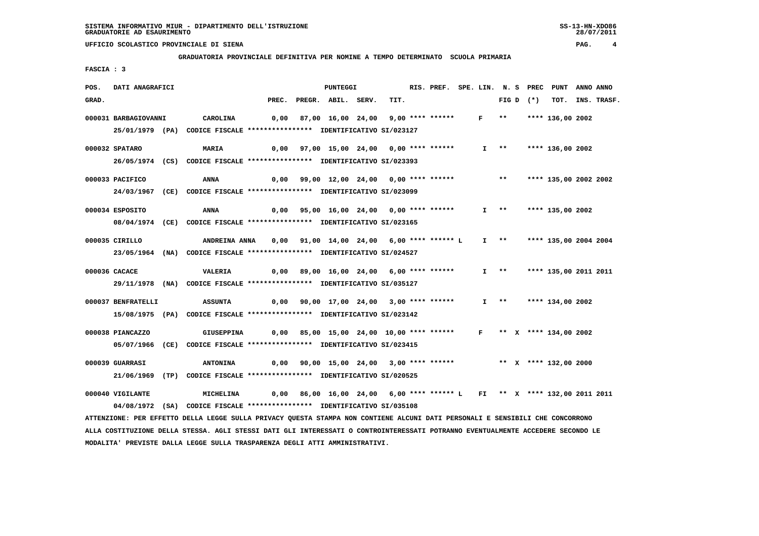SISTEMA INFORMATIVO MIUR - DIPARTIMENTO DELL'ISTRUZIONE
GRADUATORIE AD ESAURIMENTO

UFFICIO SCOLASTICO PROVINCIALE DI SIENA

**GRADUATORIA PROVINCIALE DEFINITIVA PER NOMINE A TEMPO DETERMINATO SCUOLA PRIMARIA**

FASCIA : 3

| POS. GRAD. | DATI ANAGRAFICI | | PREC. | PREGR. | ABIL. | SERV. | TIT. | RIS. | PREF. | SPE. | LIN. | N. S FIG D | PREC (*) | PUNT TOT. | ANNO INS. | ANNO TRASF. |
|---|---|---|---|---|---|---|---|---|---|---|---|---|---|---|---|---|
| 000031 | BARBAGIOVANNI | CAROLINA | 0,00 | 87,00 | 16,00 | 24,00 | 9,00 | **** | ****** | | F | ** | | **** 136,00 | 2002 | |
| | 25/01/1979 (PA) CODICE FISCALE **************** IDENTIFICATIVO SI/023127 | | | | | | | | | | | | | | | |
| 000032 | SPATARO | MARIA | 0,00 | 97,00 | 15,00 | 24,00 | 0,00 | **** | ****** | | I | ** | | **** 136,00 | 2002 | |
| | 26/05/1974 (CS) CODICE FISCALE **************** IDENTIFICATIVO SI/023393 | | | | | | | | | | | | | | | |
| 000033 | PACIFICO | ANNA | 0,00 | 99,00 | 12,00 | 24,00 | 0,00 | **** | ****** | | | ** | | **** 135,00 | 2002 | 2002 |
| | 24/03/1967 (CE) CODICE FISCALE **************** IDENTIFICATIVO SI/023099 | | | | | | | | | | | | | | | |
| 000034 | ESPOSITO | ANNA | 0,00 | 95,00 | 16,00 | 24,00 | 0,00 | **** | ****** | | I | ** | | **** 135,00 | 2002 | |
| | 08/04/1974 (CE) CODICE FISCALE **************** IDENTIFICATIVO SI/023165 | | | | | | | | | | | | | | | |
| 000035 | CIRILLO | ANDREINA ANNA | 0,00 | 91,00 | 14,00 | 24,00 | 6,00 | **** | ****** | L | I | ** | | **** 135,00 | 2004 | 2004 |
| | 23/05/1964 (NA) CODICE FISCALE **************** IDENTIFICATIVO SI/024527 | | | | | | | | | | | | | | | |
| 000036 | CACACE | VALERIA | 0,00 | 89,00 | 16,00 | 24,00 | 6,00 | **** | ****** | | I | ** | | **** 135,00 | 2011 | 2011 |
| | 29/11/1978 (NA) CODICE FISCALE **************** IDENTIFICATIVO SI/035127 | | | | | | | | | | | | | | | |
| 000037 | BENFRATELLI | ASSUNTA | 0,00 | 90,00 | 17,00 | 24,00 | 3,00 | **** | ****** | | I | ** | | **** 134,00 | 2002 | |
| | 15/08/1975 (PA) CODICE FISCALE **************** IDENTIFICATIVO SI/023142 | | | | | | | | | | | | | | | |
| 000038 | PIANCAZZO | GIUSEPPINA | 0,00 | 85,00 | 15,00 | 24,00 | 10,00 | **** | ****** | | F | ** | X | **** 134,00 | 2002 | |
| | 05/07/1966 (CE) CODICE FISCALE **************** IDENTIFICATIVO SI/023415 | | | | | | | | | | | | | | | |
| 000039 | GUARRASI | ANTONINA | 0,00 | 90,00 | 15,00 | 24,00 | 3,00 | **** | ****** | | | ** | X | **** 132,00 | 2000 | |
| | 21/06/1969 (TP) CODICE FISCALE **************** IDENTIFICATIVO SI/020525 | | | | | | | | | | | | | | | |
| 000040 | VIGILANTE | MICHELINA | 0,00 | 86,00 | 16,00 | 24,00 | 6,00 | **** | ****** | L | FI | ** | X | **** 132,00 | 2011 | 2011 |
| | 04/08/1972 (SA) CODICE FISCALE **************** IDENTIFICATIVO SI/035108 | | | | | | | | | | | | | | | |

ATTENZIONE: PER EFFETTO DELLA LEGGE SULLA PRIVACY QUESTA STAMPA NON CONTIENE ALCUNI DATI PERSONALI E SENSIBILI CHE CONCORRONO ALLA COSTITUZIONE DELLA STESSA. AGLI STESSI DATI GLI INTERESSATI O CONTROINTERESSATI POTRANNO EVENTUALMENTE ACCEDERE SECONDO LE MODALITA' PREVISTE DALLA LEGGE SULLA TRASPARENZA DEGLI ATTI AMMINISTRATIVI.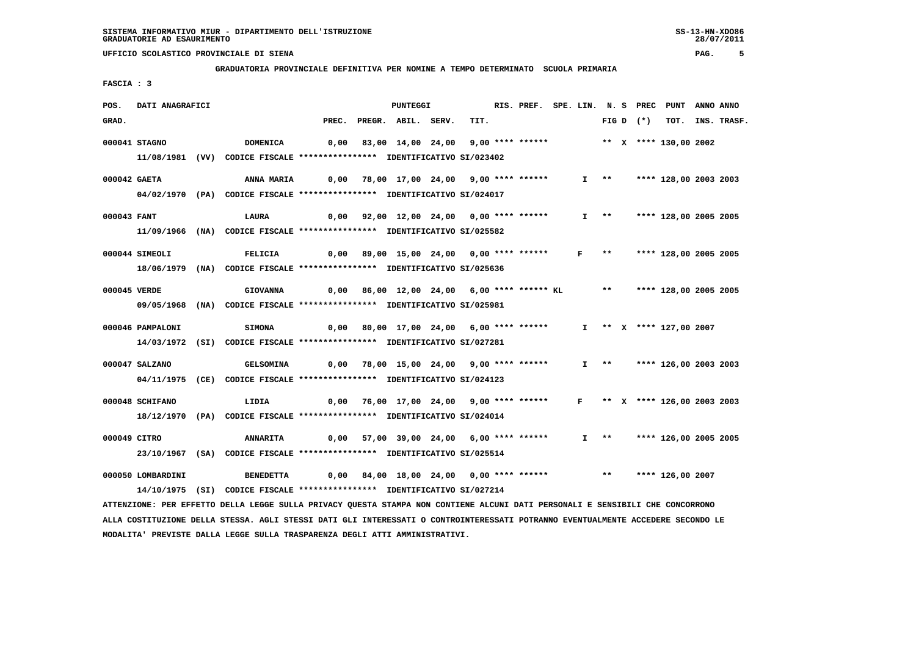SISTEMA INFORMATIVO MIUR - DIPARTIMENTO DELL'ISTRUZIONE
GRADUATORIE AD ESAURIMENTO

UFFICIO SCOLASTICO PROVINCIALE DI SIENA

**GRADUATORIA PROVINCIALE DEFINITIVA PER NOMINE A TEMPO DETERMINATO SCUOLA PRIMARIA**

FASCIA : 3

| POS. GRAD. | DATI ANAGRAFICI | | PREC. | PREGR. | ABIL. | SERV. | TIT. | RIS. | PREF. | SPE. LIN. | N. FIG | S D | PREC (*) | PUNT TOT. | ANNO INS. | ANNO TRASF. |
|---|---|---|---|---|---|---|---|---|---|---|---|---|---|---|---|---|
| 000041 | STAGNO | DOMENICA | 0,00 | 83,00 | 14,00 | 24,00 | 9,00 | **** | ****** | | ** | X | **** | 130,00 | 2002 | |
| | 11/08/1981 (VV) CODICE FISCALE **************** IDENTIFICATIVO SI/023402 | | | | | | | | | | | | | | | |
| 000042 | GAETA | ANNA MARIA | 0,00 | 78,00 | 17,00 | 24,00 | 9,00 | **** | ****** | I | ** | | **** | 128,00 | 2003 | 2003 |
| | 04/02/1970 (PA) CODICE FISCALE **************** IDENTIFICATIVO SI/024017 | | | | | | | | | | | | | | | |
| 000043 | FANT | LAURA | 0,00 | 92,00 | 12,00 | 24,00 | 0,00 | **** | ****** | I | ** | | **** | 128,00 | 2005 | 2005 |
| | 11/09/1966 (NA) CODICE FISCALE **************** IDENTIFICATIVO SI/025582 | | | | | | | | | | | | | | | |
| 000044 | SIMEOLI | FELICIA | 0,00 | 89,00 | 15,00 | 24,00 | 0,00 | **** | ****** | F | ** | | **** | 128,00 | 2005 | 2005 |
| | 18/06/1979 (NA) CODICE FISCALE **************** IDENTIFICATIVO SI/025636 | | | | | | | | | | | | | | | |
| 000045 | VERDE | GIOVANNA | 0,00 | 86,00 | 12,00 | 24,00 | 6,00 | **** | ****** KL | | ** | | **** | 128,00 | 2005 | 2005 |
| | 09/05/1968 (NA) CODICE FISCALE **************** IDENTIFICATIVO SI/025981 | | | | | | | | | | | | | | | |
| 000046 | PAMPALONI | SIMONA | 0,00 | 80,00 | 17,00 | 24,00 | 6,00 | **** | ****** | I | ** | X | **** | 127,00 | 2007 | |
| | 14/03/1972 (SI) CODICE FISCALE **************** IDENTIFICATIVO SI/027281 | | | | | | | | | | | | | | | |
| 000047 | SALZANO | GELSOMINA | 0,00 | 78,00 | 15,00 | 24,00 | 9,00 | **** | ****** | I | ** | | **** | 126,00 | 2003 | 2003 |
| | 04/11/1975 (CE) CODICE FISCALE **************** IDENTIFICATIVO SI/024123 | | | | | | | | | | | | | | | |
| 000048 | SCHIFANO | LIDIA | 0,00 | 76,00 | 17,00 | 24,00 | 9,00 | **** | ****** | F | ** | X | **** | 126,00 | 2003 | 2003 |
| | 18/12/1970 (PA) CODICE FISCALE **************** IDENTIFICATIVO SI/024014 | | | | | | | | | | | | | | | |
| 000049 | CITRO | ANNARITA | 0,00 | 57,00 | 39,00 | 24,00 | 6,00 | **** | ****** | I | ** | | **** | 126,00 | 2005 | 2005 |
| | 23/10/1967 (SA) CODICE FISCALE **************** IDENTIFICATIVO SI/025514 | | | | | | | | | | | | | | | |
| 000050 | LOMBARDINI | BENEDETTA | 0,00 | 84,00 | 18,00 | 24,00 | 0,00 | **** | ****** | | ** | | **** | 126,00 | 2007 | |
| | 14/10/1975 (SI) CODICE FISCALE **************** IDENTIFICATIVO SI/027214 | | | | | | | | | | | | | | | |

ATTENZIONE: PER EFFETTO DELLA LEGGE SULLA PRIVACY QUESTA STAMPA NON CONTIENE ALCUNI DATI PERSONALI E SENSIBILI CHE CONCORRONO ALLA COSTITUZIONE DELLA STESSA. AGLI STESSI DATI GLI INTERESSATI O CONTROINTERESSATI POTRANNO EVENTUALMENTE ACCEDERE SECONDO LE MODALITA' PREVISTE DALLA LEGGE SULLA TRASPARENZA DEGLI ATTI AMMINISTRATIVI.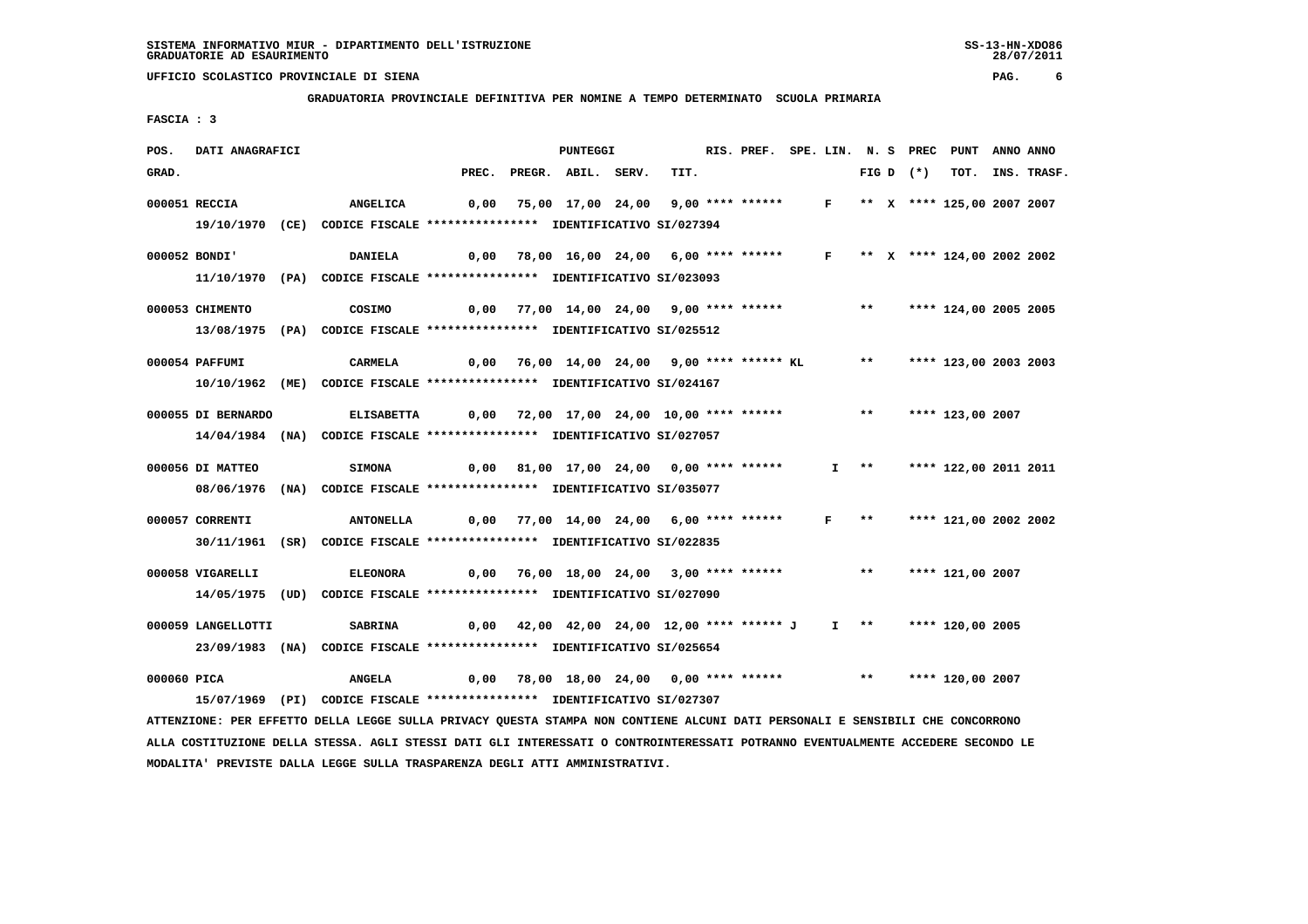SISTEMA INFORMATIVO MIUR - DIPARTIMENTO DELL'ISTRUZIONE
GRADUATORIE AD ESAURIMENTO

UFFICIO SCOLASTICO PROVINCIALE DI SIENA

GRADUATORIA PROVINCIALE DEFINITIVA PER NOMINE A TEMPO DETERMINATO SCUOLA PRIMARIA

FASCIA : 3

| POS. GRAD. | DATI ANAGRAFICI | | PREC. | PREGR. | ABIL. | SERV. | TIT. | RIS. | PREF. | SPE. LIN. | N. | S | PREC FIG D | (*) | PUNT TOT. | ANNO INS. | ANNO TRASF. |
|---|---|---|---|---|---|---|---|---|---|---|---|---|---|---|---|---|---|
| 000051 | RECCIA | ANGELICA | 0,00 | 75,00 | 17,00 | 24,00 | 9,00 | **** | ****** | | F | ** | X | **** | 125,00 | 2007 | 2007 |
| | 19/10/1970 (CE) CODICE FISCALE **************** IDENTIFICATIVO SI/027394 | | | | | | | | | | | | | | | | |
| 000052 | BONDI' | DANIELA | 0,00 | 78,00 | 16,00 | 24,00 | 6,00 | **** | ****** | | F | ** | X | **** | 124,00 | 2002 | 2002 |
| | 11/10/1970 (PA) CODICE FISCALE **************** IDENTIFICATIVO SI/023093 | | | | | | | | | | | | | | | | |
| 000053 | CHIMENTO | COSIMO | 0,00 | 77,00 | 14,00 | 24,00 | 9,00 | **** | ****** | | | ** | | **** | 124,00 | 2005 | 2005 |
| | 13/08/1975 (PA) CODICE FISCALE **************** IDENTIFICATIVO SI/025512 | | | | | | | | | | | | | | | | |
| 000054 | PAFFUMI | CARMELA | 0,00 | 76,00 | 14,00 | 24,00 | 9,00 | **** | ****** KL | | | ** | | **** | 123,00 | 2003 | 2003 |
| | 10/10/1962 (ME) CODICE FISCALE **************** IDENTIFICATIVO SI/024167 | | | | | | | | | | | | | | | | |
| 000055 | DI BERNARDO | ELISABETTA | 0,00 | 72,00 | 17,00 | 24,00 | 10,00 | **** | ****** | | | ** | | **** | 123,00 | 2007 | |
| | 14/04/1984 (NA) CODICE FISCALE **************** IDENTIFICATIVO SI/027057 | | | | | | | | | | | | | | | | |
| 000056 | DI MATTEO | SIMONA | 0,00 | 81,00 | 17,00 | 24,00 | 0,00 | **** | ****** | | I | ** | | **** | 122,00 | 2011 | 2011 |
| | 08/06/1976 (NA) CODICE FISCALE **************** IDENTIFICATIVO SI/035077 | | | | | | | | | | | | | | | | |
| 000057 | CORRENTI | ANTONELLA | 0,00 | 77,00 | 14,00 | 24,00 | 6,00 | **** | ****** | | F | ** | | **** | 121,00 | 2002 | 2002 |
| | 30/11/1961 (SR) CODICE FISCALE **************** IDENTIFICATIVO SI/022835 | | | | | | | | | | | | | | | | |
| 000058 | VIGARELLI | ELEONORA | 0,00 | 76,00 | 18,00 | 24,00 | 3,00 | **** | ****** | | | ** | | **** | 121,00 | 2007 | |
| | 14/05/1975 (UD) CODICE FISCALE **************** IDENTIFICATIVO SI/027090 | | | | | | | | | | | | | | | | |
| 000059 | LANGELLOTTI | SABRINA | 0,00 | 42,00 | 42,00 | 24,00 | 12,00 | **** | ****** J | | I | ** | | **** | 120,00 | 2005 | |
| | 23/09/1983 (NA) CODICE FISCALE **************** IDENTIFICATIVO SI/025654 | | | | | | | | | | | | | | | | |
| 000060 | PICA | ANGELA | 0,00 | 78,00 | 18,00 | 24,00 | 0,00 | **** | ****** | | | ** | | **** | 120,00 | 2007 | |
| | 15/07/1969 (PI) CODICE FISCALE **************** IDENTIFICATIVO SI/027307 | | | | | | | | | | | | | | | | |

ATTENZIONE: PER EFFETTO DELLA LEGGE SULLA PRIVACY QUESTA STAMPA NON CONTIENE ALCUNI DATI PERSONALI E SENSIBILI CHE CONCORRONO ALLA COSTITUZIONE DELLA STESSA. AGLI STESSI DATI GLI INTERESSATI O CONTROINTERESSATI POTRANNO EVENTUALMENTE ACCEDERE SECONDO LE MODALITA' PREVISTE DALLA LEGGE SULLA TRASPARENZA DEGLI ATTI AMMINISTRATIVI.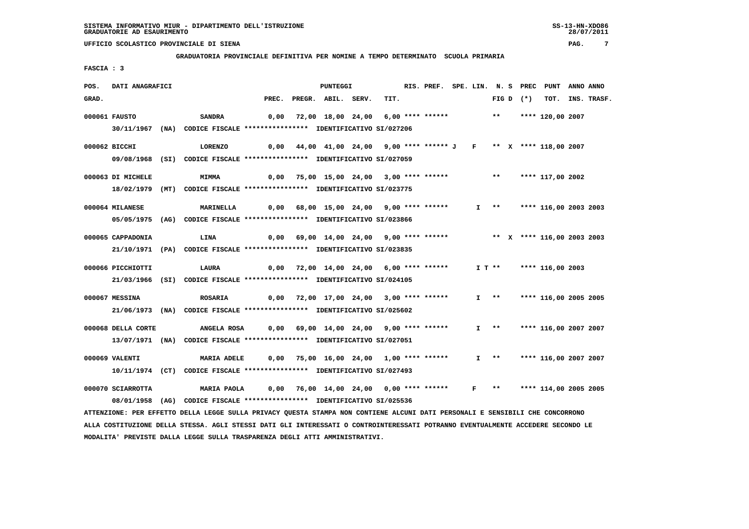SISTEMA INFORMATIVO MIUR - DIPARTIMENTO DELL'ISTRUZIONE
GRADUATORIE AD ESAURIMENTO

UFFICIO SCOLASTICO PROVINCIALE DI SIENA

GRADUATORIA PROVINCIALE DEFINITIVA PER NOMINE A TEMPO DETERMINATO SCUOLA PRIMARIA

FASCIA : 3

| POS. GRAD. | DATI ANAGRAFICI | | PREC. | PREGR. | ABIL. | SERV. | TIT. | RIS. PREF. | SPE. LIN. | N. S FIG D | PREC (*) | PUNT TOT. | ANNO INS. | ANNO TRASF. |
|---|---|---|---|---|---|---|---|---|---|---|---|---|---|---|
| 000061 | FAUSTO | SANDRA | 0,00 | 72,00 | 18,00 | 24,00 | 6,00 | **** ****** | | ** | | **** 120,00 | 2007 | |
| | 30/11/1967 (NA) | CODICE FISCALE **************** IDENTIFICATIVO SI/027206 | | | | | | | | | | | | |
| 000062 | BICCHI | LORENZO | 0,00 | 44,00 | 41,00 | 24,00 | 9,00 | **** ****** J | F | ** | X | **** 118,00 | 2007 | |
| | 09/08/1968 (SI) | CODICE FISCALE **************** IDENTIFICATIVO SI/027059 | | | | | | | | | | | | |
| 000063 | DI MICHELE | MIMMA | 0,00 | 75,00 | 15,00 | 24,00 | 3,00 | **** ****** | | ** | | **** 117,00 | 2002 | |
| | 18/02/1979 (MT) | CODICE FISCALE **************** IDENTIFICATIVO SI/023775 | | | | | | | | | | | | |
| 000064 | MILANESE | MARINELLA | 0,00 | 68,00 | 15,00 | 24,00 | 9,00 | **** ****** | I | ** | | **** 116,00 | 2003 | 2003 |
| | 05/05/1975 (AG) | CODICE FISCALE **************** IDENTIFICATIVO SI/023866 | | | | | | | | | | | | |
| 000065 | CAPPADONIA | LINA | 0,00 | 69,00 | 14,00 | 24,00 | 9,00 | **** ****** | | ** | X | **** 116,00 | 2003 | 2003 |
| | 21/10/1971 (PA) | CODICE FISCALE **************** IDENTIFICATIVO SI/023835 | | | | | | | | | | | | |
| 000066 | PICCHIOTTI | LAURA | 0,00 | 72,00 | 14,00 | 24,00 | 6,00 | **** ****** | I T | ** | | **** 116,00 | 2003 | |
| | 21/03/1966 (SI) | CODICE FISCALE **************** IDENTIFICATIVO SI/024105 | | | | | | | | | | | | |
| 000067 | MESSINA | ROSARIA | 0,00 | 72,00 | 17,00 | 24,00 | 3,00 | **** ****** | I | ** | | **** 116,00 | 2005 | 2005 |
| | 21/06/1973 (NA) | CODICE FISCALE **************** IDENTIFICATIVO SI/025602 | | | | | | | | | | | | |
| 000068 | DELLA CORTE | ANGELA ROSA | 0,00 | 69,00 | 14,00 | 24,00 | 9,00 | **** ****** | I | ** | | **** 116,00 | 2007 | 2007 |
| | 13/07/1971 (NA) | CODICE FISCALE **************** IDENTIFICATIVO SI/027051 | | | | | | | | | | | | |
| 000069 | VALENTI | MARIA ADELE | 0,00 | 75,00 | 16,00 | 24,00 | 1,00 | **** ****** | I | ** | | **** 116,00 | 2007 | 2007 |
| | 10/11/1974 (CT) | CODICE FISCALE **************** IDENTIFICATIVO SI/027493 | | | | | | | | | | | | |
| 000070 | SCIARROTTA | MARIA PAOLA | 0,00 | 76,00 | 14,00 | 24,00 | 0,00 | **** ****** | F | ** | | **** 114,00 | 2005 | 2005 |
| | 08/01/1958 (AG) | CODICE FISCALE **************** IDENTIFICATIVO SI/025536 | | | | | | | | | | | | |

ATTENZIONE: PER EFFETTO DELLA LEGGE SULLA PRIVACY QUESTA STAMPA NON CONTIENE ALCUNI DATI PERSONALI E SENSIBILI CHE CONCORRONO ALLA COSTITUZIONE DELLA STESSA. AGLI STESSI DATI GLI INTERESSATI O CONTROINTERESSATI POTRANNO EVENTUALMENTE ACCEDERE SECONDO LE MODALITA' PREVISTE DALLA LEGGE SULLA TRASPARENZA DEGLI ATTI AMMINISTRATIVI.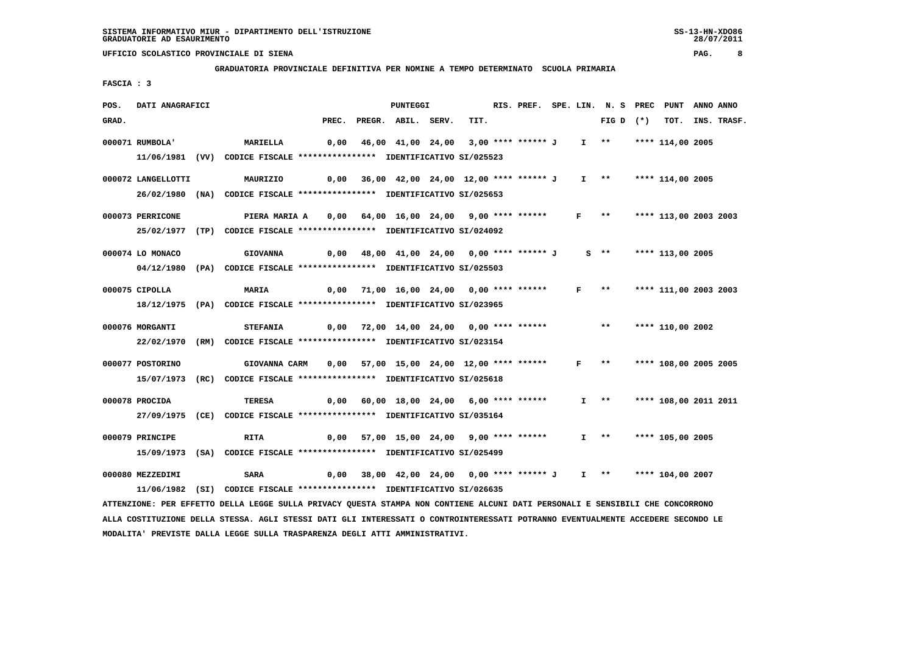SISTEMA INFORMATIVO MIUR - DIPARTIMENTO DELL'ISTRUZIONE
GRADUATORIE AD ESAURIMENTO

UFFICIO SCOLASTICO PROVINCIALE DI SIENA

**GRADUATORIA PROVINCIALE DEFINITIVA PER NOMINE A TEMPO DETERMINATO SCUOLA PRIMARIA**

FASCIA : 3

| POS. GRAD. | DATI ANAGRAFICI | | PREC. | PREGR. | ABIL. | SERV. | TIT. | RIS. | PREF. | SPE. | LIN. | N. S FIG D | PREC (*) | PUNT TOT. | ANNO INS. | ANNO TRASF. |
|---|---|---|---|---|---|---|---|---|---|---|---|---|---|---|---|---|
| 000071 | RUMBOLA' | MARIELLA | 0,00 | 46,00 | 41,00 | 24,00 | 3,00 | **** | ****** | J | I | ** | | **** 114,00 | 2005 | |
| | 11/06/1981 (VV) CODICE FISCALE **************** IDENTIFICATIVO SI/025523 | | | | | | | | | | | | | | | |
| 000072 | LANGELLOTTI | MAURIZIO | 0,00 | 36,00 | 42,00 | 24,00 | 12,00 | **** | ****** | J | I | ** | | **** 114,00 | 2005 | |
| | 26/02/1980 (NA) CODICE FISCALE **************** IDENTIFICATIVO SI/025653 | | | | | | | | | | | | | | | |
| 000073 | PERRICONE | PIERA MARIA A | 0,00 | 64,00 | 16,00 | 24,00 | 9,00 | **** | ****** | | F | ** | | **** 113,00 | 2003 | 2003 |
| | 25/02/1977 (TP) CODICE FISCALE **************** IDENTIFICATIVO SI/024092 | | | | | | | | | | | | | | | |
| 000074 | LO MONACO | GIOVANNA | 0,00 | 48,00 | 41,00 | 24,00 | 0,00 | **** | ****** | J | | S ** | | **** 113,00 | 2005 | |
| | 04/12/1980 (PA) CODICE FISCALE **************** IDENTIFICATIVO SI/025503 | | | | | | | | | | | | | | | |
| 000075 | CIPOLLA | MARIA | 0,00 | 71,00 | 16,00 | 24,00 | 0,00 | **** | ****** | | F | ** | | **** 111,00 | 2003 | 2003 |
| | 18/12/1975 (PA) CODICE FISCALE **************** IDENTIFICATIVO SI/023965 | | | | | | | | | | | | | | | |
| 000076 | MORGANTI | STEFANIA | 0,00 | 72,00 | 14,00 | 24,00 | 0,00 | **** | ****** | | | ** | | **** 110,00 | 2002 | |
| | 22/02/1970 (RM) CODICE FISCALE **************** IDENTIFICATIVO SI/023154 | | | | | | | | | | | | | | | |
| 000077 | POSTORINO | GIOVANNA CARM | 0,00 | 57,00 | 15,00 | 24,00 | 12,00 | **** | ****** | | F | ** | | **** 108,00 | 2005 | 2005 |
| | 15/07/1973 (RC) CODICE FISCALE **************** IDENTIFICATIVO SI/025618 | | | | | | | | | | | | | | | |
| 000078 | PROCIDA | TERESA | 0,00 | 60,00 | 18,00 | 24,00 | 6,00 | **** | ****** | | I | ** | | **** 108,00 | 2011 | 2011 |
| | 27/09/1975 (CE) CODICE FISCALE **************** IDENTIFICATIVO SI/035164 | | | | | | | | | | | | | | | |
| 000079 | PRINCIPE | RITA | 0,00 | 57,00 | 15,00 | 24,00 | 9,00 | **** | ****** | | I | ** | | **** 105,00 | 2005 | |
| | 15/09/1973 (SA) CODICE FISCALE **************** IDENTIFICATIVO SI/025499 | | | | | | | | | | | | | | | |
| 000080 | MEZZEDIMI | SARA | 0,00 | 38,00 | 42,00 | 24,00 | 0,00 | **** | ****** | J | I | ** | | **** 104,00 | 2007 | |
| | 11/06/1982 (SI) CODICE FISCALE **************** IDENTIFICATIVO SI/026635 | | | | | | | | | | | | | | | |

ATTENZIONE: PER EFFETTO DELLA LEGGE SULLA PRIVACY QUESTA STAMPA NON CONTIENE ALCUNI DATI PERSONALI E SENSIBILI CHE CONCORRONO ALLA COSTITUZIONE DELLA STESSA. AGLI STESSI DATI GLI INTERESSATI O CONTROINTERESSATI POTRANNO EVENTUALMENTE ACCEDERE SECONDO LE MODALITA' PREVISTE DALLA LEGGE SULLA TRASPARENZA DEGLI ATTI AMMINISTRATIVI.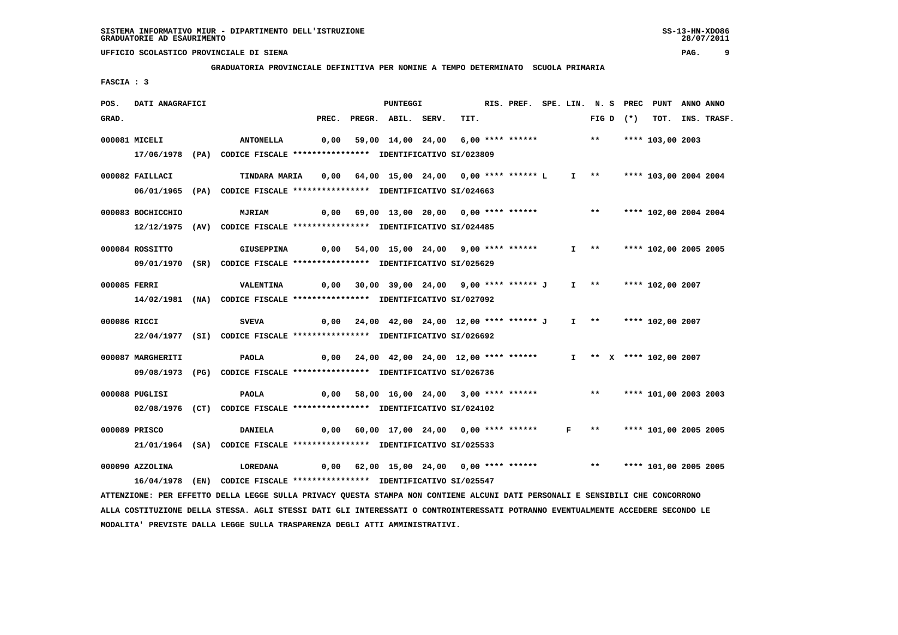SISTEMA INFORMATIVO MIUR - DIPARTIMENTO DELL'ISTRUZIONE
GRADUATORIE AD ESAURIMENTO

UFFICIO SCOLASTICO PROVINCIALE DI SIENA

GRADUATORIA PROVINCIALE DEFINITIVA PER NOMINE A TEMPO DETERMINATO SCUOLA PRIMARIA

FASCIA : 3

| POS. GRAD. | DATI ANAGRAFICI | | PREC. | PREGR. | ABIL. | SERV. | TIT. | RIS. | PREF. | SPE. LIN. | N. S FIG D | PREC (*) | PUNT TOT. | ANNO INS. | ANNO TRASF. |
|---|---|---|---|---|---|---|---|---|---|---|---|---|---|---|---|
| 000081 | MICELI | ANTONELLA | 0,00 | 59,00 | 14,00 | 24,00 | 6,00 | **** | ****** | | ** | | **** 103,00 | 2003 | |
| | 17/06/1978 (PA) CODICE FISCALE **************** IDENTIFICATIVO SI/023809 | | | | | | | | | | | | | | |
| 000082 | FAILLACI | TINDARA MARIA | 0,00 | 64,00 | 15,00 | 24,00 | 0,00 | **** | ****** L | I | ** | | **** 103,00 | 2004 | 2004 |
| | 06/01/1965 (PA) CODICE FISCALE **************** IDENTIFICATIVO SI/024663 | | | | | | | | | | | | | | |
| 000083 | BOCHICCHIO | MJRIAM | 0,00 | 69,00 | 13,00 | 20,00 | 0,00 | **** | ****** | | ** | | **** 102,00 | 2004 | 2004 |
| | 12/12/1975 (AV) CODICE FISCALE **************** IDENTIFICATIVO SI/024485 | | | | | | | | | | | | | | |
| 000084 | ROSSITTO | GIUSEPPINA | 0,00 | 54,00 | 15,00 | 24,00 | 9,00 | **** | ****** | I | ** | | **** 102,00 | 2005 | 2005 |
| | 09/01/1970 (SR) CODICE FISCALE **************** IDENTIFICATIVO SI/025629 | | | | | | | | | | | | | | |
| 000085 | FERRI | VALENTINA | 0,00 | 30,00 | 39,00 | 24,00 | 9,00 | **** | ****** J | I | ** | | **** 102,00 | 2007 | |
| | 14/02/1981 (NA) CODICE FISCALE **************** IDENTIFICATIVO SI/027092 | | | | | | | | | | | | | | |
| 000086 | RICCI | SVEVA | 0,00 | 24,00 | 42,00 | 24,00 | 12,00 | **** | ****** J | I | ** | | **** 102,00 | 2007 | |
| | 22/04/1977 (SI) CODICE FISCALE **************** IDENTIFICATIVO SI/026692 | | | | | | | | | | | | | | |
| 000087 | MARGHERITI | PAOLA | 0,00 | 24,00 | 42,00 | 24,00 | 12,00 | **** | ****** | I | ** | X | **** 102,00 | 2007 | |
| | 09/08/1973 (PG) CODICE FISCALE **************** IDENTIFICATIVO SI/026736 | | | | | | | | | | | | | | |
| 000088 | PUGLISI | PAOLA | 0,00 | 58,00 | 16,00 | 24,00 | 3,00 | **** | ****** | | ** | | **** 101,00 | 2003 | 2003 |
| | 02/08/1976 (CT) CODICE FISCALE **************** IDENTIFICATIVO SI/024102 | | | | | | | | | | | | | | |
| 000089 | PRISCO | DANIELA | 0,00 | 60,00 | 17,00 | 24,00 | 0,00 | **** | ****** | F | ** | | **** 101,00 | 2005 | 2005 |
| | 21/01/1964 (SA) CODICE FISCALE **************** IDENTIFICATIVO SI/025533 | | | | | | | | | | | | | | |
| 000090 | AZZOLINA | LOREDANA | 0,00 | 62,00 | 15,00 | 24,00 | 0,00 | **** | ****** | | ** | | **** 101,00 | 2005 | 2005 |
| | 16/04/1978 (EN) CODICE FISCALE **************** IDENTIFICATIVO SI/025547 | | | | | | | | | | | | | | |

ATTENZIONE: PER EFFETTO DELLA LEGGE SULLA PRIVACY QUESTA STAMPA NON CONTIENE ALCUNI DATI PERSONALI E SENSIBILI CHE CONCORRONO ALLA COSTITUZIONE DELLA STESSA. AGLI STESSI DATI GLI INTERESSATI O CONTROINTERESSATI POTRANNO EVENTUALMENTE ACCEDERE SECONDO LE MODALITA' PREVISTE DALLA LEGGE SULLA TRASPARENZA DEGLI ATTI AMMINISTRATIVI.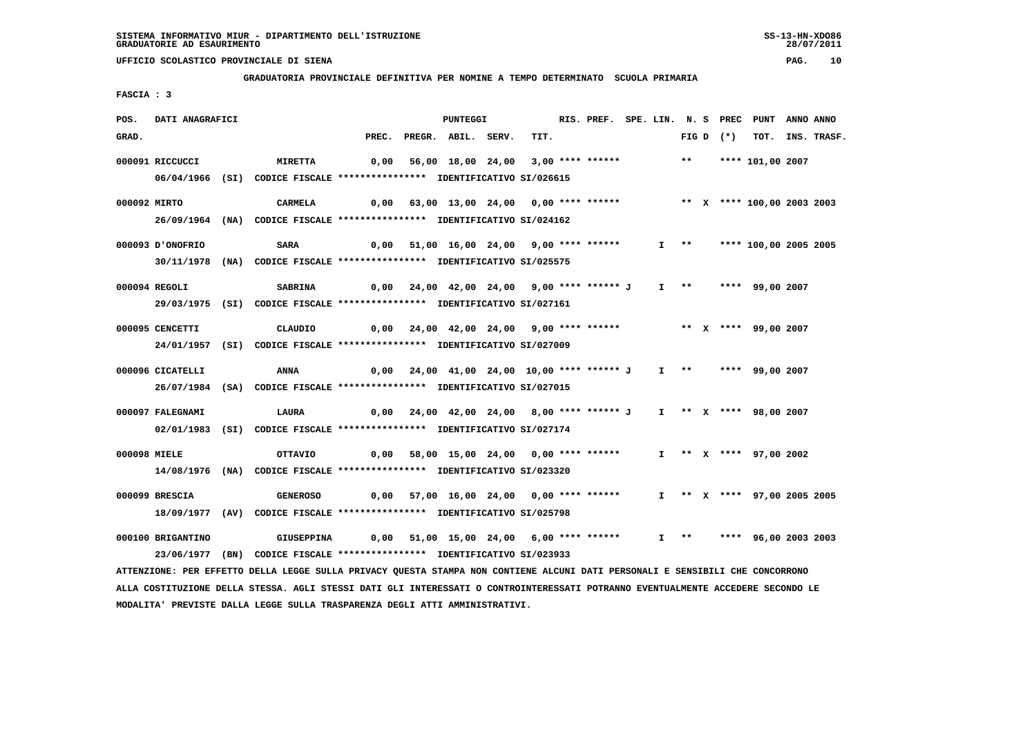SISTEMA INFORMATIVO MIUR - DIPARTIMENTO DELL'ISTRUZIONE
GRADUATORIE AD ESAURIMENTO

UFFICIO SCOLASTICO PROVINCIALE DI SIENA

GRADUATORIA PROVINCIALE DEFINITIVA PER NOMINE A TEMPO DETERMINATO SCUOLA PRIMARIA

FASCIA : 3

| POS. GRAD. | DATI ANAGRAFICI | | PREC. | PREGR. | ABIL. | SERV. | TIT. | RIS. PREF. | SPE. LIN. | N. S FIG D | PREC (*) | PUNT TOT. | ANNO INS. | ANNO TRASF. |
|---|---|---|---|---|---|---|---|---|---|---|---|---|---|---|
| 000091 | RICCUCCI | MIRETTA | 0,00 | 56,00 | 18,00 | 24,00 | 3,00 | **** ****** | | ** | **** | 101,00 | 2007 | |
| | 06/04/1966 (SI) CODICE FISCALE **************** IDENTIFICATIVO SI/026615 | | | | | | | | | | | | | |
| 000092 | MIRTO | CARMELA | 0,00 | 63,00 | 13,00 | 24,00 | 0,00 | **** ****** | | ** X | **** | 100,00 | 2003 | 2003 |
| | 26/09/1964 (NA) CODICE FISCALE **************** IDENTIFICATIVO SI/024162 | | | | | | | | | | | | | |
| 000093 | D'ONOFRIO | SARA | 0,00 | 51,00 | 16,00 | 24,00 | 9,00 | **** ****** | I | ** | **** | 100,00 | 2005 | 2005 |
| | 30/11/1978 (NA) CODICE FISCALE **************** IDENTIFICATIVO SI/025575 | | | | | | | | | | | | | |
| 000094 | REGOLI | SABRINA | 0,00 | 24,00 | 42,00 | 24,00 | 9,00 | **** ****** J | I | ** | **** | 99,00 | 2007 | |
| | 29/03/1975 (SI) CODICE FISCALE **************** IDENTIFICATIVO SI/027161 | | | | | | | | | | | | | |
| 000095 | CENCETTI | CLAUDIO | 0,00 | 24,00 | 42,00 | 24,00 | 9,00 | **** ****** | | ** X | **** | 99,00 | 2007 | |
| | 24/01/1957 (SI) CODICE FISCALE **************** IDENTIFICATIVO SI/027009 | | | | | | | | | | | | | |
| 000096 | CICATELLI | ANNA | 0,00 | 24,00 | 41,00 | 24,00 | 10,00 | **** ****** J | I | ** | **** | 99,00 | 2007 | |
| | 26/07/1984 (SA) CODICE FISCALE **************** IDENTIFICATIVO SI/027015 | | | | | | | | | | | | | |
| 000097 | FALEGNAMI | LAURA | 0,00 | 24,00 | 42,00 | 24,00 | 8,00 | **** ****** J | I | ** X | **** | 98,00 | 2007 | |
| | 02/01/1983 (SI) CODICE FISCALE **************** IDENTIFICATIVO SI/027174 | | | | | | | | | | | | | |
| 000098 | MIELE | OTTAVIO | 0,00 | 58,00 | 15,00 | 24,00 | 0,00 | **** ****** | I | ** X | **** | 97,00 | 2002 | |
| | 14/08/1976 (NA) CODICE FISCALE **************** IDENTIFICATIVO SI/023320 | | | | | | | | | | | | | |
| 000099 | BRESCIA | GENEROSO | 0,00 | 57,00 | 16,00 | 24,00 | 0,00 | **** ****** | I | ** X | **** | 97,00 | 2005 | 2005 |
| | 18/09/1977 (AV) CODICE FISCALE **************** IDENTIFICATIVO SI/025798 | | | | | | | | | | | | | |
| 000100 | BRIGANTINO | GIUSEPPINA | 0,00 | 51,00 | 15,00 | 24,00 | 6,00 | **** ****** | I | ** | **** | 96,00 | 2003 | 2003 |
| | 23/06/1977 (BN) CODICE FISCALE **************** IDENTIFICATIVO SI/023933 | | | | | | | | | | | | | |

ATTENZIONE: PER EFFETTO DELLA LEGGE SULLA PRIVACY QUESTA STAMPA NON CONTIENE ALCUNI DATI PERSONALI E SENSIBILI CHE CONCORRONO ALLA COSTITUZIONE DELLA STESSA. AGLI STESSI DATI GLI INTERESSATI O CONTROINTERESSATI POTRANNO EVENTUALMENTE ACCEDERE SECONDO LE MODALITA' PREVISTE DALLA LEGGE SULLA TRASPARENZA DEGLI ATTI AMMINISTRATIVI.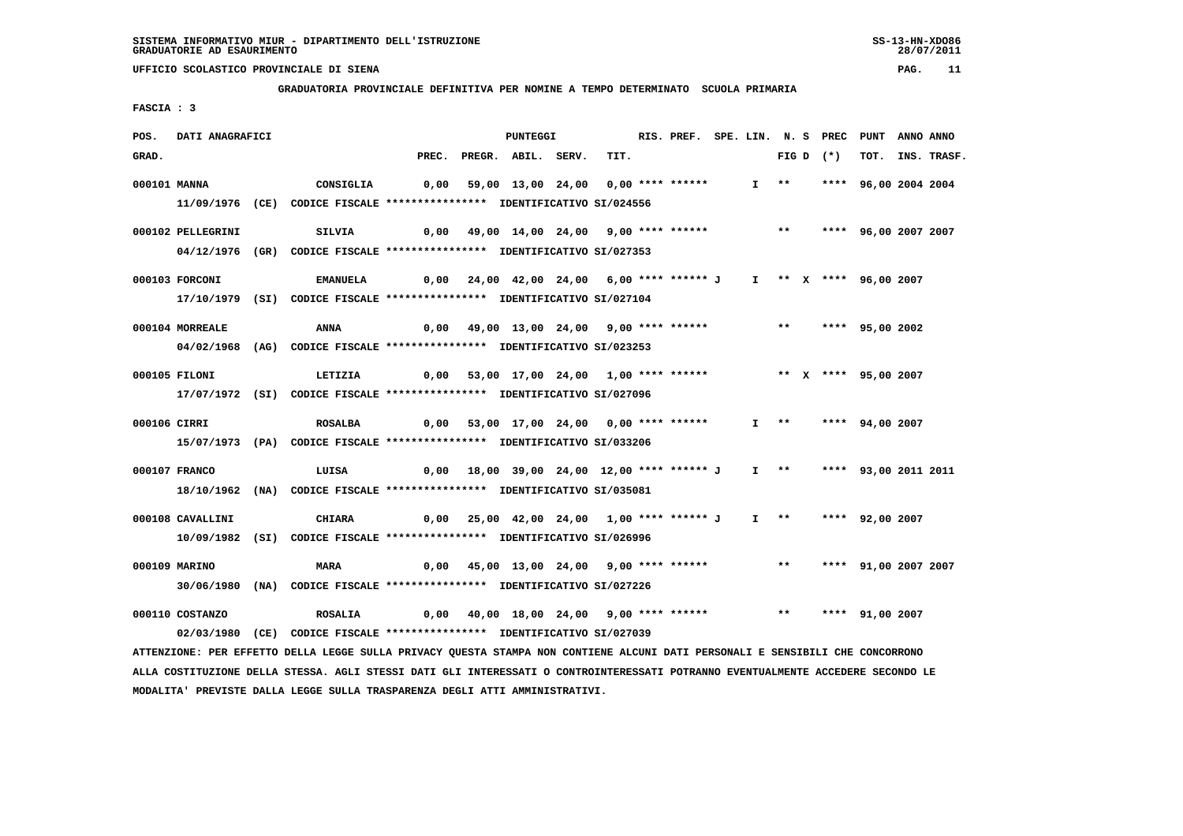SISTEMA INFORMATIVO MIUR - DIPARTIMENTO DELL'ISTRUZIONE
GRADUATORIE AD ESAURIMENTO

UFFICIO SCOLASTICO PROVINCIALE DI SIENA

**GRADUATORIA PROVINCIALE DEFINITIVA PER NOMINE A TEMPO DETERMINATO SCUOLA PRIMARIA**

**FASCIA : 3**

| POS. GRAD. | DATI ANAGRAFICI | | PREC. | PREGR. | ABIL. | SERV. | TIT. | RIS. PREF. | SPE. LIN. | N. S FIG D | PREC (*) | PUNT TOT. | ANNO INS. | ANNO TRASF. |
|---|---|---|---|---|---|---|---|---|---|---|---|---|---|---|
| 000101 | MANNA | CONSIGLIA | 0,00 | 59,00 | 13,00 | 24,00 | 0,00 | **** ****** | I | ** | **** | 96,00 | 2004 | 2004 |
| | 11/09/1976 (CE) | CODICE FISCALE **************** IDENTIFICATIVO SI/024556 | | | | | | | | | | | | |
| 000102 | PELLEGRINI | SILVIA | 0,00 | 49,00 | 14,00 | 24,00 | 9,00 | **** ****** | | ** | **** | 96,00 | 2007 | 2007 |
| | 04/12/1976 (GR) | CODICE FISCALE **************** IDENTIFICATIVO SI/027353 | | | | | | | | | | | | |
| 000103 | FORCONI | EMANUELA | 0,00 | 24,00 | 42,00 | 24,00 | 6,00 | **** ****** J | I | ** X | **** | 96,00 | 2007 | |
| | 17/10/1979 (SI) | CODICE FISCALE **************** IDENTIFICATIVO SI/027104 | | | | | | | | | | | | |
| 000104 | MORREALE | ANNA | 0,00 | 49,00 | 13,00 | 24,00 | 9,00 | **** ****** | | ** | **** | 95,00 | 2002 | |
| | 04/02/1968 (AG) | CODICE FISCALE **************** IDENTIFICATIVO SI/023253 | | | | | | | | | | | | |
| 000105 | FILONI | LETIZIA | 0,00 | 53,00 | 17,00 | 24,00 | 1,00 | **** ****** | | ** X | **** | 95,00 | 2007 | |
| | 17/07/1972 (SI) | CODICE FISCALE **************** IDENTIFICATIVO SI/027096 | | | | | | | | | | | | |
| 000106 | CIRRI | ROSALBA | 0,00 | 53,00 | 17,00 | 24,00 | 0,00 | **** ****** | I | ** | **** | 94,00 | 2007 | |
| | 15/07/1973 (PA) | CODICE FISCALE **************** IDENTIFICATIVO SI/033206 | | | | | | | | | | | | |
| 000107 | FRANCO | LUISA | 0,00 | 18,00 | 39,00 | 24,00 | 12,00 | **** ****** J | I | ** | **** | 93,00 | 2011 | 2011 |
| | 18/10/1962 (NA) | CODICE FISCALE **************** IDENTIFICATIVO SI/035081 | | | | | | | | | | | | |
| 000108 | CAVALLINI | CHIARA | 0,00 | 25,00 | 42,00 | 24,00 | 1,00 | **** ****** J | I | ** | **** | 92,00 | 2007 | |
| | 10/09/1982 (SI) | CODICE FISCALE **************** IDENTIFICATIVO SI/026996 | | | | | | | | | | | | |
| 000109 | MARINO | MARA | 0,00 | 45,00 | 13,00 | 24,00 | 9,00 | **** ****** | | ** | **** | 91,00 | 2007 | 2007 |
| | 30/06/1980 (NA) | CODICE FISCALE **************** IDENTIFICATIVO SI/027226 | | | | | | | | | | | | |
| 000110 | COSTANZO | ROSALIA | 0,00 | 40,00 | 18,00 | 24,00 | 9,00 | **** ****** | | ** | **** | 91,00 | 2007 | |
| | 02/03/1980 (CE) | CODICE FISCALE **************** IDENTIFICATIVO SI/027039 | | | | | | | | | | | | |

ATTENZIONE: PER EFFETTO DELLA LEGGE SULLA PRIVACY QUESTA STAMPA NON CONTIENE ALCUNI DATI PERSONALI E SENSIBILI CHE CONCORRONO ALLA COSTITUZIONE DELLA STESSA. AGLI STESSI DATI GLI INTERESSATI O CONTROINTERESSATI POTRANNO EVENTUALMENTE ACCEDERE SECONDO LE MODALITA' PREVISTE DALLA LEGGE SULLA TRASPARENZA DEGLI ATTI AMMINISTRATIVI.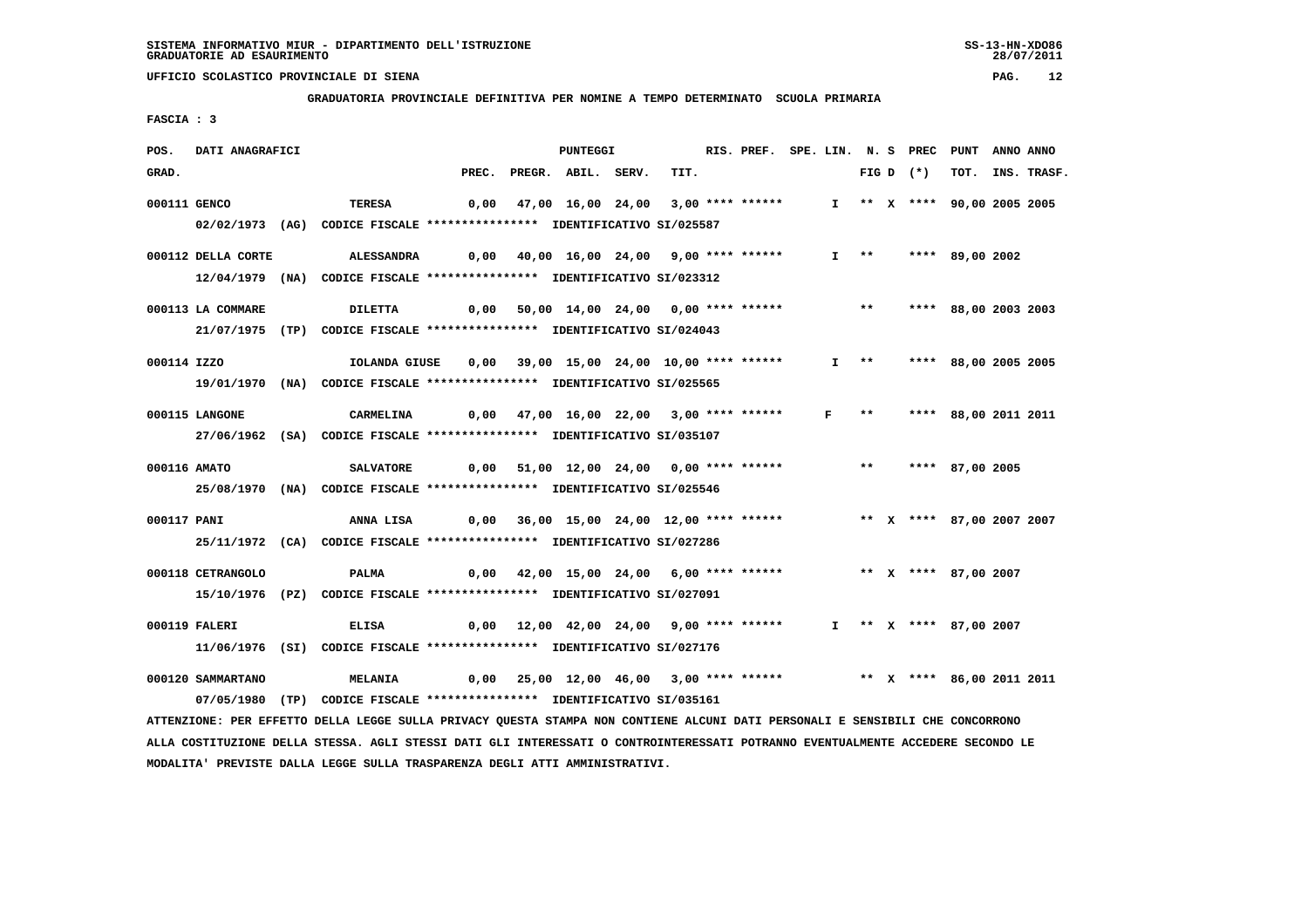SISTEMA INFORMATIVO MIUR - DIPARTIMENTO DELL'ISTRUZIONE
GRADUATORIE AD ESAURIMENTO

UFFICIO SCOLASTICO PROVINCIALE DI SIENA

**GRADUATORIA PROVINCIALE DEFINITIVA PER NOMINE A TEMPO DETERMINATO SCUOLA PRIMARIA**

**FASCIA : 3**

| POS. GRAD. | DATI ANAGRAFICI | | PREC. | PREGR. | ABIL. | SERV. | TIT. | RIS. PREF. | SPE. LIN. | N. FIG | S D | PREC (*) | PUNT TOT. | ANNO INS. | ANNO TRASF. |
|---|---|---|---|---|---|---|---|---|---|---|---|---|---|---|---|
| 000111 | GENCO | TERESA | 0,00 | 47,00 | 16,00 | 24,00 | 3,00 | **** ****** | I | ** | X | **** | 90,00 | 2005 | 2005 |
| | 02/02/1973 (AG) CODICE FISCALE **************** IDENTIFICATIVO SI/025587 | | | | | | | | | | | | | | |
| 000112 | DELLA CORTE | ALESSANDRA | 0,00 | 40,00 | 16,00 | 24,00 | 9,00 | **** ****** | I | ** | | **** | 89,00 | 2002 | |
| | 12/04/1979 (NA) CODICE FISCALE **************** IDENTIFICATIVO SI/023312 | | | | | | | | | | | | | | |
| 000113 | LA COMMARE | DILETTA | 0,00 | 50,00 | 14,00 | 24,00 | 0,00 | **** ****** | | ** | | **** | 88,00 | 2003 | 2003 |
| | 21/07/1975 (TP) CODICE FISCALE **************** IDENTIFICATIVO SI/024043 | | | | | | | | | | | | | | |
| 000114 | IZZO | IOLANDA GIUSE | 0,00 | 39,00 | 15,00 | 24,00 | 10,00 | **** ****** | I | ** | | **** | 88,00 | 2005 | 2005 |
| | 19/01/1970 (NA) CODICE FISCALE **************** IDENTIFICATIVO SI/025565 | | | | | | | | | | | | | | |
| 000115 | LANGONE | CARMELINA | 0,00 | 47,00 | 16,00 | 22,00 | 3,00 | **** ****** | F | ** | | **** | 88,00 | 2011 | 2011 |
| | 27/06/1962 (SA) CODICE FISCALE **************** IDENTIFICATIVO SI/035107 | | | | | | | | | | | | | | |
| 000116 | AMATO | SALVATORE | 0,00 | 51,00 | 12,00 | 24,00 | 0,00 | **** ****** | | ** | | **** | 87,00 | 2005 | |
| | 25/08/1970 (NA) CODICE FISCALE **************** IDENTIFICATIVO SI/025546 | | | | | | | | | | | | | | |
| 000117 | PANI | ANNA LISA | 0,00 | 36,00 | 15,00 | 24,00 | 12,00 | **** ****** | | ** | X | **** | 87,00 | 2007 | 2007 |
| | 25/11/1972 (CA) CODICE FISCALE **************** IDENTIFICATIVO SI/027286 | | | | | | | | | | | | | | |
| 000118 | CETRANGOLO | PALMA | 0,00 | 42,00 | 15,00 | 24,00 | 6,00 | **** ****** | | ** | X | **** | 87,00 | 2007 | |
| | 15/10/1976 (PZ) CODICE FISCALE **************** IDENTIFICATIVO SI/027091 | | | | | | | | | | | | | | |
| 000119 | FALERI | ELISA | 0,00 | 12,00 | 42,00 | 24,00 | 9,00 | **** ****** | I | ** | X | **** | 87,00 | 2007 | |
| | 11/06/1976 (SI) CODICE FISCALE **************** IDENTIFICATIVO SI/027176 | | | | | | | | | | | | | | |
| 000120 | SAMMARTANO | MELANIA | 0,00 | 25,00 | 12,00 | 46,00 | 3,00 | **** ****** | | ** | X | **** | 86,00 | 2011 | 2011 |
| | 07/05/1980 (TP) CODICE FISCALE **************** IDENTIFICATIVO SI/035161 | | | | | | | | | | | | | | |

ATTENZIONE: PER EFFETTO DELLA LEGGE SULLA PRIVACY QUESTA STAMPA NON CONTIENE ALCUNI DATI PERSONALI E SENSIBILI CHE CONCORRONO ALLA COSTITUZIONE DELLA STESSA. AGLI STESSI DATI GLI INTERESSATI O CONTROINTERESSATI POTRANNO EVENTUALMENTE ACCEDERE SECONDO LE MODALITA' PREVISTE DALLA LEGGE SULLA TRASPARENZA DEGLI ATTI AMMINISTRATIVI.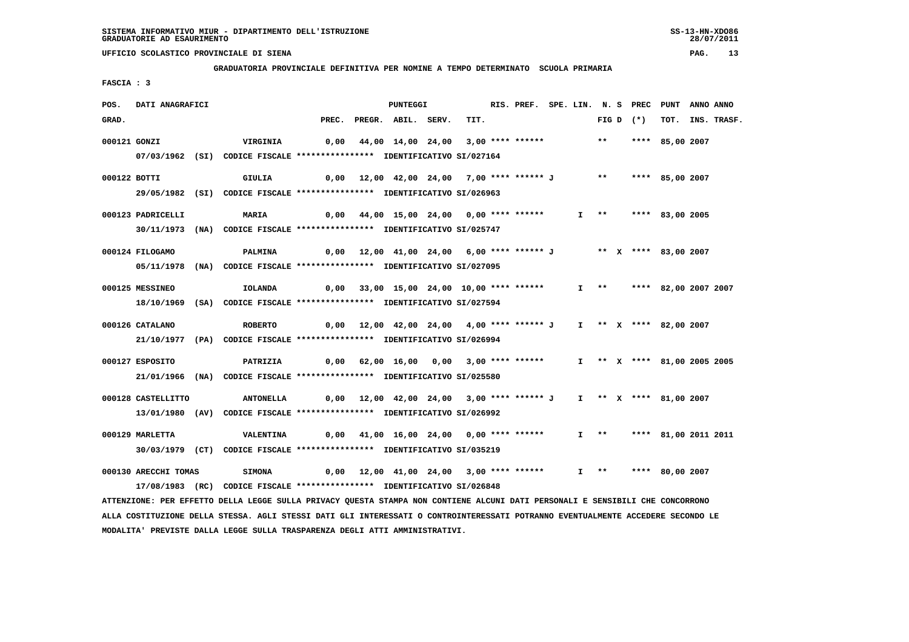SISTEMA INFORMATIVO MIUR - DIPARTIMENTO DELL'ISTRUZIONE
GRADUATORIE AD ESAURIMENTO

UFFICIO SCOLASTICO PROVINCIALE DI SIENA

GRADUATORIA PROVINCIALE DEFINITIVA PER NOMINE A TEMPO DETERMINATO SCUOLA PRIMARIA

FASCIA : 3

| POS. GRAD. | DATI ANAGRAFICI | | PREC. | PREGR. | ABIL. | SERV. | TIT. | RIS. PREF. | SPE. LIN. | N. S FIG D | PREC (*) | PUNT TOT. | ANNO INS. | ANNO TRASF. |
|---|---|---|---|---|---|---|---|---|---|---|---|---|---|---|
| 000121 | GONZI | VIRGINIA | 0,00 | 44,00 | 14,00 | 24,00 | 3,00 | **** ****** | | ** | **** | 85,00 | 2007 | |
| | 07/03/1962 (SI) CODICE FISCALE **************** IDENTIFICATIVO SI/027164 | | | | | | | | | | | | | |
| 000122 | BOTTI | GIULIA | 0,00 | 12,00 | 42,00 | 24,00 | 7,00 | **** ****** J | | ** | **** | 85,00 | 2007 | |
| | 29/05/1982 (SI) CODICE FISCALE **************** IDENTIFICATIVO SI/026963 | | | | | | | | | | | | | |
| 000123 | PADRICELLI | MARIA | 0,00 | 44,00 | 15,00 | 24,00 | 0,00 | **** ****** | I | ** | **** | 83,00 | 2005 | |
| | 30/11/1973 (NA) CODICE FISCALE **************** IDENTIFICATIVO SI/025747 | | | | | | | | | | | | | |
| 000124 | FILOGAMO | PALMINA | 0,00 | 12,00 | 41,00 | 24,00 | 6,00 | **** ****** J | | ** X | **** | 83,00 | 2007 | |
| | 05/11/1978 (NA) CODICE FISCALE **************** IDENTIFICATIVO SI/027095 | | | | | | | | | | | | | |
| 000125 | MESSINEO | IOLANDA | 0,00 | 33,00 | 15,00 | 24,00 | 10,00 | **** ****** | I | ** | **** | 82,00 | 2007 | 2007 |
| | 18/10/1969 (SA) CODICE FISCALE **************** IDENTIFICATIVO SI/027594 | | | | | | | | | | | | | |
| 000126 | CATALANO | ROBERTO | 0,00 | 12,00 | 42,00 | 24,00 | 4,00 | **** ****** J | I | ** X | **** | 82,00 | 2007 | |
| | 21/10/1977 (PA) CODICE FISCALE **************** IDENTIFICATIVO SI/026994 | | | | | | | | | | | | | |
| 000127 | ESPOSITO | PATRIZIA | 0,00 | 62,00 | 16,00 | 0,00 | 3,00 | **** ****** | I | ** X | **** | 81,00 | 2005 | 2005 |
| | 21/01/1966 (NA) CODICE FISCALE **************** IDENTIFICATIVO SI/025580 | | | | | | | | | | | | | |
| 000128 | CASTELLITTO | ANTONELLA | 0,00 | 12,00 | 42,00 | 24,00 | 3,00 | **** ****** J | I | ** X | **** | 81,00 | 2007 | |
| | 13/01/1980 (AV) CODICE FISCALE **************** IDENTIFICATIVO SI/026992 | | | | | | | | | | | | | |
| 000129 | MARLETTA | VALENTINA | 0,00 | 41,00 | 16,00 | 24,00 | 0,00 | **** ****** | I | ** | **** | 81,00 | 2011 | 2011 |
| | 30/03/1979 (CT) CODICE FISCALE **************** IDENTIFICATIVO SI/035219 | | | | | | | | | | | | | |
| 000130 | ARECCHI TOMAS | SIMONA | 0,00 | 12,00 | 41,00 | 24,00 | 3,00 | **** ****** | I | ** | **** | 80,00 | 2007 | |
| | 17/08/1983 (RC) CODICE FISCALE **************** IDENTIFICATIVO SI/026848 | | | | | | | | | | | | | |

ATTENZIONE: PER EFFETTO DELLA LEGGE SULLA PRIVACY QUESTA STAMPA NON CONTIENE ALCUNI DATI PERSONALI E SENSIBILI CHE CONCORRONO ALLA COSTITUZIONE DELLA STESSA. AGLI STESSI DATI GLI INTERESSATI O CONTROINTERESSATI POTRANNO EVENTUALMENTE ACCEDERE SECONDO LE MODALITA' PREVISTE DALLA LEGGE SULLA TRASPARENZA DEGLI ATTI AMMINISTRATIVI.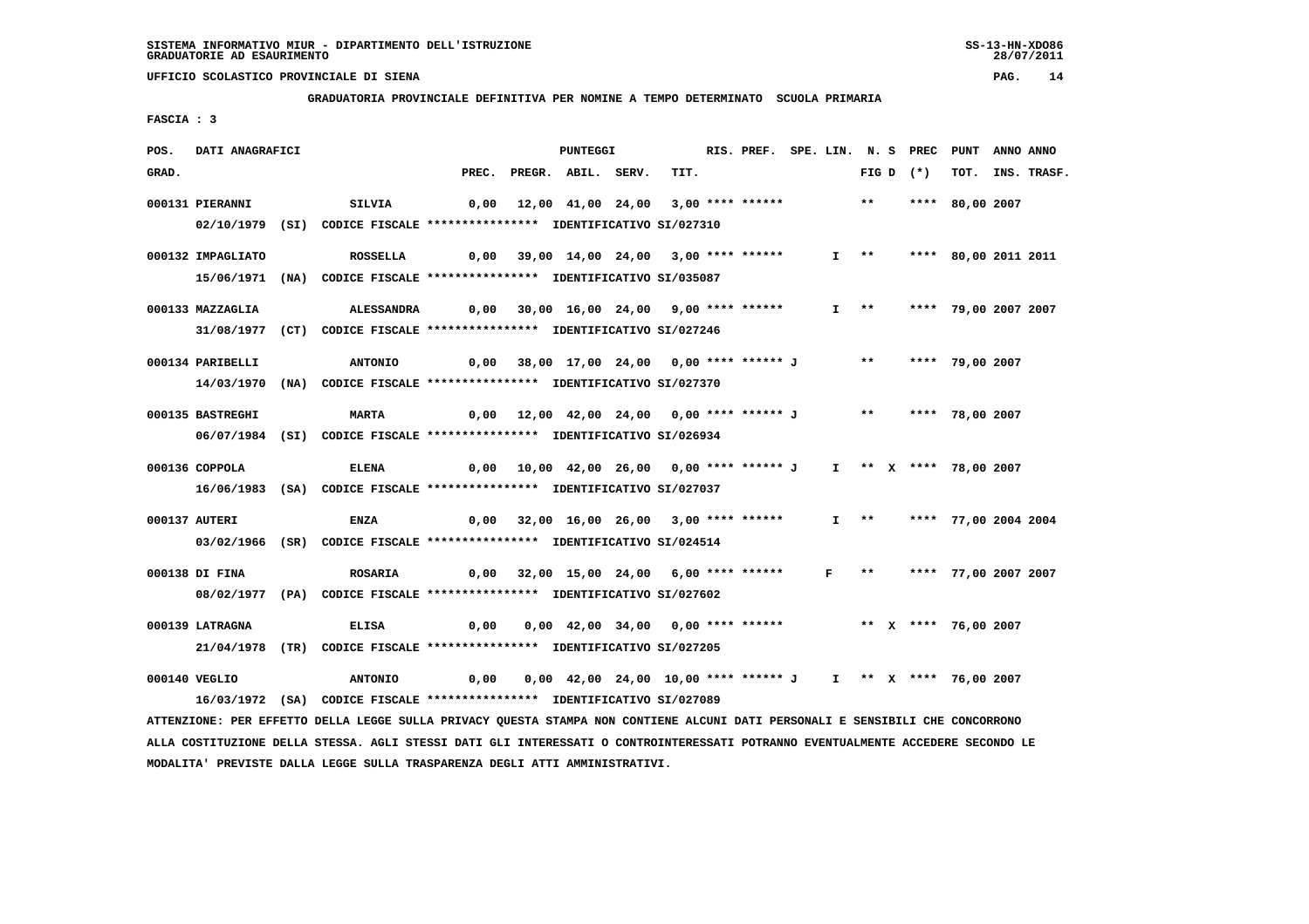SISTEMA INFORMATIVO MIUR - DIPARTIMENTO DELL'ISTRUZIONE
GRADUATORIE AD ESAURIMENTO

UFFICIO SCOLASTICO PROVINCIALE DI SIENA

GRADUATORIA PROVINCIALE DEFINITIVA PER NOMINE A TEMPO DETERMINATO SCUOLA PRIMARIA

FASCIA : 3

| POS. GRAD. | DATI ANAGRAFICI | | PREC. | PREGR. | ABIL. | SERV. | TIT. | RIS. PREF. | SPE. LIN. | N. S FIG D | PREC (*) | PUNT TOT. | ANNO INS. | ANNO TRASF. |
|---|---|---|---|---|---|---|---|---|---|---|---|---|---|---|
| 000131 | PIERANNI | SILVIA | 0,00 | 12,00 | 41,00 | 24,00 | 3,00 | **** ****** | | ** | **** | 80,00 | 2007 | |
| | 02/10/1979 (SI) CODICE FISCALE **************** IDENTIFICATIVO SI/027310 | | | | | | | | | | | | | |
| 000132 | IMPAGLIATO | ROSSELLA | 0,00 | 39,00 | 14,00 | 24,00 | 3,00 | **** ****** | I | ** | **** | 80,00 | 2011 | 2011 |
| | 15/06/1971 (NA) CODICE FISCALE **************** IDENTIFICATIVO SI/035087 | | | | | | | | | | | | | |
| 000133 | MAZZAGLIA | ALESSANDRA | 0,00 | 30,00 | 16,00 | 24,00 | 9,00 | **** ****** | I | ** | **** | 79,00 | 2007 | 2007 |
| | 31/08/1977 (CT) CODICE FISCALE **************** IDENTIFICATIVO SI/027246 | | | | | | | | | | | | | |
| 000134 | PARIBELLI | ANTONIO | 0,00 | 38,00 | 17,00 | 24,00 | 0,00 | **** ****** J | | ** | **** | 79,00 | 2007 | |
| | 14/03/1970 (NA) CODICE FISCALE **************** IDENTIFICATIVO SI/027370 | | | | | | | | | | | | | |
| 000135 | BASTREGHI | MARTA | 0,00 | 12,00 | 42,00 | 24,00 | 0,00 | **** ****** J | | ** | **** | 78,00 | 2007 | |
| | 06/07/1984 (SI) CODICE FISCALE **************** IDENTIFICATIVO SI/026934 | | | | | | | | | | | | | |
| 000136 | COPPOLA | ELENA | 0,00 | 10,00 | 42,00 | 26,00 | 0,00 | **** ****** J | I | ** X | **** | 78,00 | 2007 | |
| | 16/06/1983 (SA) CODICE FISCALE **************** IDENTIFICATIVO SI/027037 | | | | | | | | | | | | | |
| 000137 | AUTERI | ENZA | 0,00 | 32,00 | 16,00 | 26,00 | 3,00 | **** ****** | I | ** | **** | 77,00 | 2004 | 2004 |
| | 03/02/1966 (SR) CODICE FISCALE **************** IDENTIFICATIVO SI/024514 | | | | | | | | | | | | | |
| 000138 | DI FINA | ROSARIA | 0,00 | 32,00 | 15,00 | 24,00 | 6,00 | **** ****** | F | ** | **** | 77,00 | 2007 | 2007 |
| | 08/02/1977 (PA) CODICE FISCALE **************** IDENTIFICATIVO SI/027602 | | | | | | | | | | | | | |
| 000139 | LATRAGNA | ELISA | 0,00 | 0,00 | 42,00 | 34,00 | 0,00 | **** ****** | | ** X | **** | 76,00 | 2007 | |
| | 21/04/1978 (TR) CODICE FISCALE **************** IDENTIFICATIVO SI/027205 | | | | | | | | | | | | | |
| 000140 | VEGLIO | ANTONIO | 0,00 | 0,00 | 42,00 | 24,00 | 10,00 | **** ****** J | I | ** X | **** | 76,00 | 2007 | |
| | 16/03/1972 (SA) CODICE FISCALE **************** IDENTIFICATIVO SI/027089 | | | | | | | | | | | | | |

ATTENZIONE: PER EFFETTO DELLA LEGGE SULLA PRIVACY QUESTA STAMPA NON CONTIENE ALCUNI DATI PERSONALI E SENSIBILI CHE CONCORRONO ALLA COSTITUZIONE DELLA STESSA. AGLI STESSI DATI GLI INTERESSATI O CONTROINTERESSATI POTRANNO EVENTUALMENTE ACCEDERE SECONDO LE MODALITA' PREVISTE DALLA LEGGE SULLA TRASPARENZA DEGLI ATTI AMMINISTRATIVI.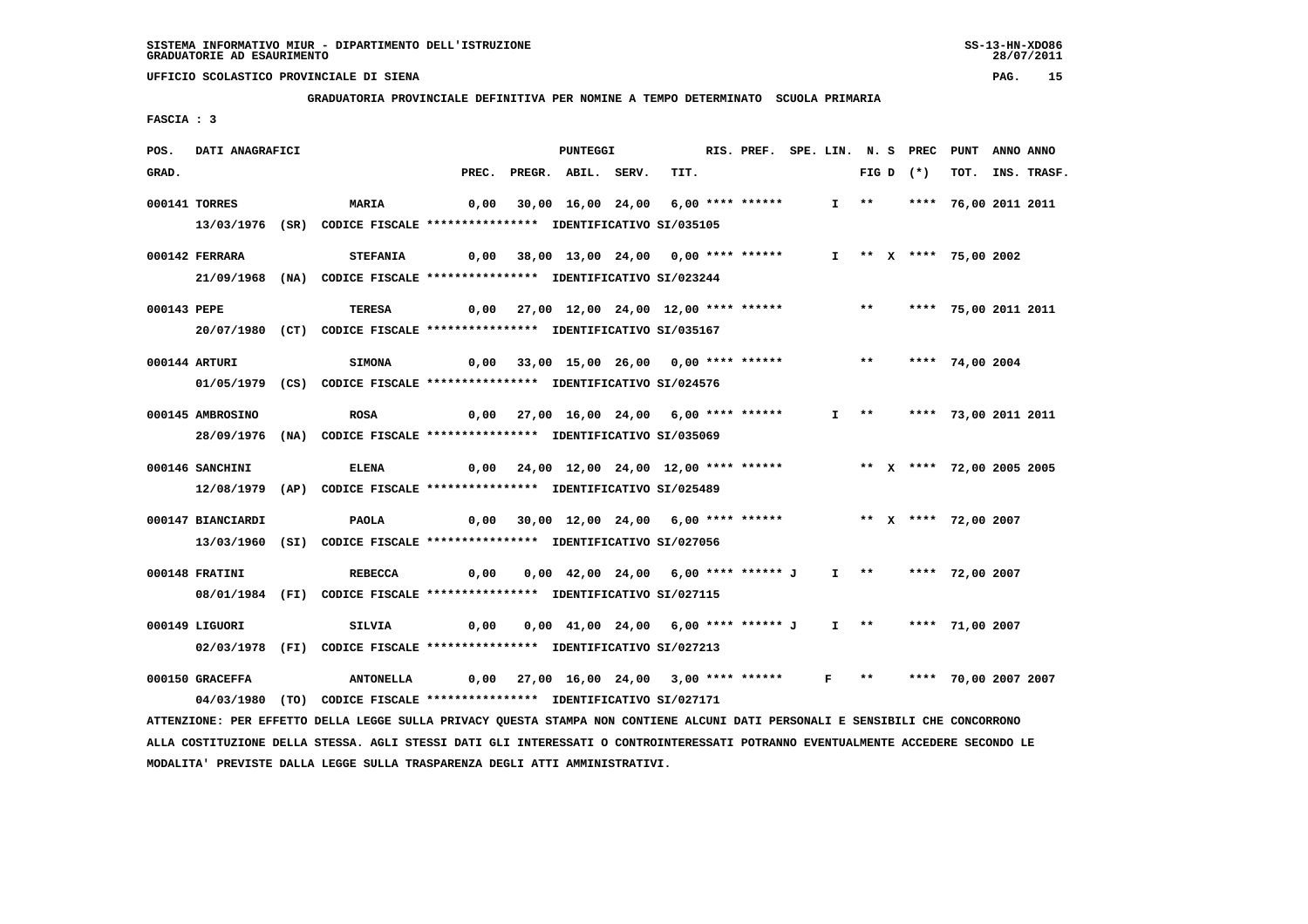SISTEMA INFORMATIVO MIUR - DIPARTIMENTO DELL'ISTRUZIONE
GRADUATORIE AD ESAURIMENTO

UFFICIO SCOLASTICO PROVINCIALE DI SIENA

**GRADUATORIA PROVINCIALE DEFINITIVA PER NOMINE A TEMPO DETERMINATO SCUOLA PRIMARIA**

FASCIA : 3

| POS. GRAD. | DATI ANAGRAFICI | | PREC. | PREGR. | ABIL. | SERV. | TIT. | RIS. PREF. | SPE. LIN. | N. S FIG D | PREC (*) | PUNT TOT. | ANNO INS. | ANNO TRASF. |
|---|---|---|---|---|---|---|---|---|---|---|---|---|---|---|
| 000141 | TORRES | MARIA | 0,00 | 30,00 | 16,00 | 24,00 | 6,00 | **** ****** | I | ** | **** | 76,00 | 2011 | 2011 |
| | 13/03/1976 (SR) | CODICE FISCALE **************** IDENTIFICATIVO SI/035105 | | | | | | | | | | | | |
| 000142 | FERRARA | STEFANIA | 0,00 | 38,00 | 13,00 | 24,00 | 0,00 | **** ****** | I | ** X | **** | 75,00 | 2002 | |
| | 21/09/1968 (NA) | CODICE FISCALE **************** IDENTIFICATIVO SI/023244 | | | | | | | | | | | | |
| 000143 | PEPE | TERESA | 0,00 | 27,00 | 12,00 | 24,00 | 12,00 | **** ****** | | ** | **** | 75,00 | 2011 | 2011 |
| | 20/07/1980 (CT) | CODICE FISCALE **************** IDENTIFICATIVO SI/035167 | | | | | | | | | | | | |
| 000144 | ARTURI | SIMONA | 0,00 | 33,00 | 15,00 | 26,00 | 0,00 | **** ****** | | ** | **** | 74,00 | 2004 | |
| | 01/05/1979 (CS) | CODICE FISCALE **************** IDENTIFICATIVO SI/024576 | | | | | | | | | | | | |
| 000145 | AMBROSINO | ROSA | 0,00 | 27,00 | 16,00 | 24,00 | 6,00 | **** ****** | I | ** | **** | 73,00 | 2011 | 2011 |
| | 28/09/1976 (NA) | CODICE FISCALE **************** IDENTIFICATIVO SI/035069 | | | | | | | | | | | | |
| 000146 | SANCHINI | ELENA | 0,00 | 24,00 | 12,00 | 24,00 | 12,00 | **** ****** | | ** X | **** | 72,00 | 2005 | 2005 |
| | 12/08/1979 (AP) | CODICE FISCALE **************** IDENTIFICATIVO SI/025489 | | | | | | | | | | | | |
| 000147 | BIANCIARDI | PAOLA | 0,00 | 30,00 | 12,00 | 24,00 | 6,00 | **** ****** | | ** X | **** | 72,00 | 2007 | |
| | 13/03/1960 (SI) | CODICE FISCALE **************** IDENTIFICATIVO SI/027056 | | | | | | | | | | | | |
| 000148 | FRATINI | REBECCA | 0,00 | 0,00 | 42,00 | 24,00 | 6,00 | **** ****** J | I | ** | **** | 72,00 | 2007 | |
| | 08/01/1984 (FI) | CODICE FISCALE **************** IDENTIFICATIVO SI/027115 | | | | | | | | | | | | |
| 000149 | LIGUORI | SILVIA | 0,00 | 0,00 | 41,00 | 24,00 | 6,00 | **** ****** J | I | ** | **** | 71,00 | 2007 | |
| | 02/03/1978 (FI) | CODICE FISCALE **************** IDENTIFICATIVO SI/027213 | | | | | | | | | | | | |
| 000150 | GRACEFFA | ANTONELLA | 0,00 | 27,00 | 16,00 | 24,00 | 3,00 | **** ****** | F | ** | **** | 70,00 | 2007 | 2007 |
| | 04/03/1980 (TO) | CODICE FISCALE **************** IDENTIFICATIVO SI/027171 | | | | | | | | | | | | |

ATTENZIONE: PER EFFETTO DELLA LEGGE SULLA PRIVACY QUESTA STAMPA NON CONTIENE ALCUNI DATI PERSONALI E SENSIBILI CHE CONCORRONO ALLA COSTITUZIONE DELLA STESSA. AGLI STESSI DATI GLI INTERESSATI O CONTROINTERESSATI POTRANNO EVENTUALMENTE ACCEDERE SECONDO LE MODALITA' PREVISTE DALLA LEGGE SULLA TRASPARENZA DEGLI ATTI AMMINISTRATIVI.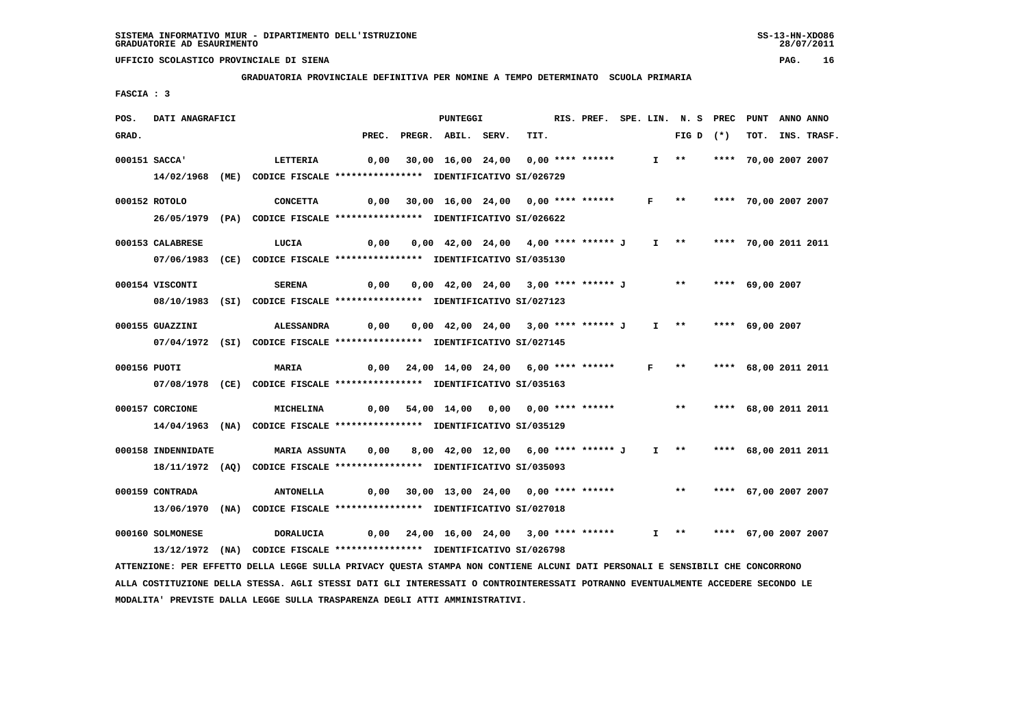SISTEMA INFORMATIVO MIUR - DIPARTIMENTO DELL'ISTRUZIONE
GRADUATORIE AD ESAURIMENTO

UFFICIO SCOLASTICO PROVINCIALE DI SIENA

GRADUATORIA PROVINCIALE DEFINITIVA PER NOMINE A TEMPO DETERMINATO SCUOLA PRIMARIA

FASCIA : 3

| POS. GRAD. | DATI ANAGRAFICI | | PREC. | PREGR. | ABIL. | SERV. | TIT. | RIS. PREF. | SPE. LIN. | N. S FIG D | PREC (*) | PUNT TOT. | ANNO INS. | ANNO TRASF. |
|---|---|---|---|---|---|---|---|---|---|---|---|---|---|---|
| 000151 | SACCA' | LETTERIA | 0,00 | 30,00 | 16,00 | 24,00 | 0,00 | **** ****** | I | ** | **** | 70,00 | 2007 | 2007 |
| | 14/02/1968 (ME) | CODICE FISCALE **************** IDENTIFICATIVO SI/026729 | | | | | | | | | | | | |
| 000152 | ROTOLO | CONCETTA | 0,00 | 30,00 | 16,00 | 24,00 | 0,00 | **** ****** | F | ** | **** | 70,00 | 2007 | 2007 |
| | 26/05/1979 (PA) | CODICE FISCALE **************** IDENTIFICATIVO SI/026622 | | | | | | | | | | | | |
| 000153 | CALABRESE | LUCIA | 0,00 | 0,00 | 42,00 | 24,00 | 4,00 | **** ****** J | I | ** | **** | 70,00 | 2011 | 2011 |
| | 07/06/1983 (CE) | CODICE FISCALE **************** IDENTIFICATIVO SI/035130 | | | | | | | | | | | | |
| 000154 | VISCONTI | SERENA | 0,00 | 0,00 | 42,00 | 24,00 | 3,00 | **** ****** J | | ** | **** | 69,00 | 2007 | |
| | 08/10/1983 (SI) | CODICE FISCALE **************** IDENTIFICATIVO SI/027123 | | | | | | | | | | | | |
| 000155 | GUAZZINI | ALESSANDRA | 0,00 | 0,00 | 42,00 | 24,00 | 3,00 | **** ****** J | I | ** | **** | 69,00 | 2007 | |
| | 07/04/1972 (SI) | CODICE FISCALE **************** IDENTIFICATIVO SI/027145 | | | | | | | | | | | | |
| 000156 | PUOTI | MARIA | 0,00 | 24,00 | 14,00 | 24,00 | 6,00 | **** ****** | F | ** | **** | 68,00 | 2011 | 2011 |
| | 07/08/1978 (CE) | CODICE FISCALE **************** IDENTIFICATIVO SI/035163 | | | | | | | | | | | | |
| 000157 | CORCIONE | MICHELINA | 0,00 | 54,00 | 14,00 | 0,00 | 0,00 | **** ****** | | ** | **** | 68,00 | 2011 | 2011 |
| | 14/04/1963 (NA) | CODICE FISCALE **************** IDENTIFICATIVO SI/035129 | | | | | | | | | | | | |
| 000158 | INDENNIDATE | MARIA ASSUNTA | 0,00 | 8,00 | 42,00 | 12,00 | 6,00 | **** ****** J | I | ** | **** | 68,00 | 2011 | 2011 |
| | 18/11/1972 (AQ) | CODICE FISCALE **************** IDENTIFICATIVO SI/035093 | | | | | | | | | | | | |
| 000159 | CONTRADA | ANTONELLA | 0,00 | 30,00 | 13,00 | 24,00 | 0,00 | **** ****** | | ** | **** | 67,00 | 2007 | 2007 |
| | 13/06/1970 (NA) | CODICE FISCALE **************** IDENTIFICATIVO SI/027018 | | | | | | | | | | | | |
| 000160 | SOLMONESE | DORALUCIA | 0,00 | 24,00 | 16,00 | 24,00 | 3,00 | **** ****** | I | ** | **** | 67,00 | 2007 | 2007 |
| | 13/12/1972 (NA) | CODICE FISCALE **************** IDENTIFICATIVO SI/026798 | | | | | | | | | | | | |

ATTENZIONE: PER EFFETTO DELLA LEGGE SULLA PRIVACY QUESTA STAMPA NON CONTIENE ALCUNI DATI PERSONALI E SENSIBILI CHE CONCORRONO ALLA COSTITUZIONE DELLA STESSA. AGLI STESSI DATI GLI INTERESSATI O CONTROINTERESSATI POTRANNO EVENTUALMENTE ACCEDERE SECONDO LE MODALITA' PREVISTE DALLA LEGGE SULLA TRASPARENZA DEGLI ATTI AMMINISTRATIVI.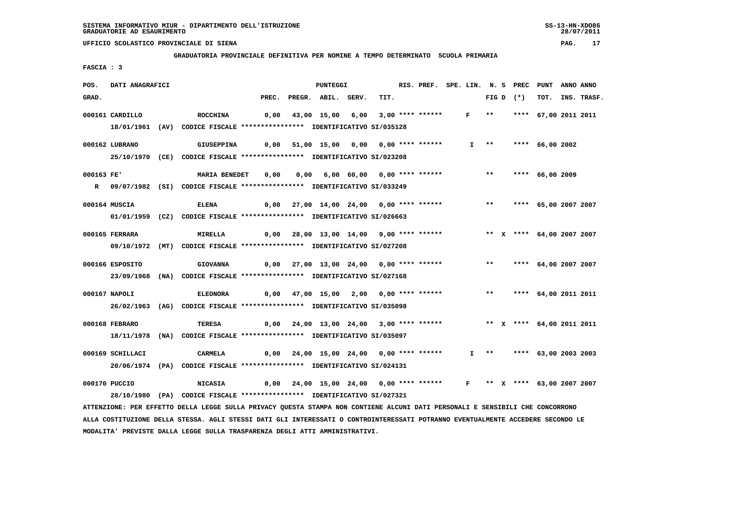SISTEMA INFORMATIVO MIUR - DIPARTIMENTO DELL'ISTRUZIONE
GRADUATORIE AD ESAURIMENTO

UFFICIO SCOLASTICO PROVINCIALE DI SIENA

GRADUATORIA PROVINCIALE DEFINITIVA PER NOMINE A TEMPO DETERMINATO SCUOLA PRIMARIA

FASCIA : 3

| POS. GRAD. | DATI ANAGRAFICI | | PREC. | PREGR. | ABIL. | SERV. | TIT. | RIS. PREF. | SPE. LIN. | N. S FIG D | PREC (*) | PUNT TOT. | ANNO INS. | ANNO TRASF. |
|---|---|---|---|---|---|---|---|---|---|---|---|---|---|---|
| 000161 | CARDILLO | ROCCHINA | 0,00 | 43,00 | 15,00 | 6,00 | 3,00 | **** ****** | F | ** | **** | 67,00 | 2011 | 2011 |
| | 18/01/1961 (AV) CODICE FISCALE **************** IDENTIFICATIVO SI/035128 | | | | | | | | | | | | | |
| 000162 | LUBRANO | GIUSEPPINA | 0,00 | 51,00 | 15,00 | 0,00 | 0,00 | **** ****** | I | ** | **** | 66,00 | 2002 | |
| | 25/10/1970 (CE) CODICE FISCALE **************** IDENTIFICATIVO SI/023208 | | | | | | | | | | | | | |
| 000163 | FE' | MARIA BENEDET | 0,00 | 0,00 | 6,00 | 60,00 | 0,00 | **** ****** | | ** | **** | 66,00 | 2009 | |
| R | 09/07/1982 (SI) CODICE FISCALE **************** IDENTIFICATIVO SI/033249 | | | | | | | | | | | | | |
| 000164 | MUSCIA | ELENA | 0,00 | 27,00 | 14,00 | 24,00 | 0,00 | **** ****** | | ** | **** | 65,00 | 2007 | 2007 |
| | 01/01/1959 (CZ) CODICE FISCALE **************** IDENTIFICATIVO SI/026663 | | | | | | | | | | | | | |
| 000165 | FERRARA | MIRELLA | 0,00 | 28,00 | 13,00 | 14,00 | 9,00 | **** ****** | | ** X | **** | 64,00 | 2007 | 2007 |
| | 09/10/1972 (MT) CODICE FISCALE **************** IDENTIFICATIVO SI/027208 | | | | | | | | | | | | | |
| 000166 | ESPOSITO | GIOVANNA | 0,00 | 27,00 | 13,00 | 24,00 | 0,00 | **** ****** | | ** | **** | 64,00 | 2007 | 2007 |
| | 23/09/1968 (NA) CODICE FISCALE **************** IDENTIFICATIVO SI/027168 | | | | | | | | | | | | | |
| 000167 | NAPOLI | ELEONORA | 0,00 | 47,00 | 15,00 | 2,00 | 0,00 | **** ****** | | ** | **** | 64,00 | 2011 | 2011 |
| | 26/02/1963 (AG) CODICE FISCALE **************** IDENTIFICATIVO SI/035098 | | | | | | | | | | | | | |
| 000168 | FEBRARO | TERESA | 0,00 | 24,00 | 13,00 | 24,00 | 3,00 | **** ****** | | ** X | **** | 64,00 | 2011 | 2011 |
| | 18/11/1978 (NA) CODICE FISCALE **************** IDENTIFICATIVO SI/035097 | | | | | | | | | | | | | |
| 000169 | SCHILLACI | CARMELA | 0,00 | 24,00 | 15,00 | 24,00 | 0,00 | **** ****** | I | ** | **** | 63,00 | 2003 | 2003 |
| | 20/06/1974 (PA) CODICE FISCALE **************** IDENTIFICATIVO SI/024131 | | | | | | | | | | | | | |
| 000170 | PUCCIO | NICASIA | 0,00 | 24,00 | 15,00 | 24,00 | 0,00 | **** ****** | F | ** X | **** | 63,00 | 2007 | 2007 |
| | 28/10/1980 (PA) CODICE FISCALE **************** IDENTIFICATIVO SI/027321 | | | | | | | | | | | | | |

ATTENZIONE: PER EFFETTO DELLA LEGGE SULLA PRIVACY QUESTA STAMPA NON CONTIENE ALCUNI DATI PERSONALI E SENSIBILI CHE CONCORRONO ALLA COSTITUZIONE DELLA STESSA. AGLI STESSI DATI GLI INTERESSATI O CONTROINTERESSATI POTRANNO EVENTUALMENTE ACCEDERE SECONDO LE MODALITA' PREVISTE DALLA LEGGE SULLA TRASPARENZA DEGLI ATTI AMMINISTRATIVI.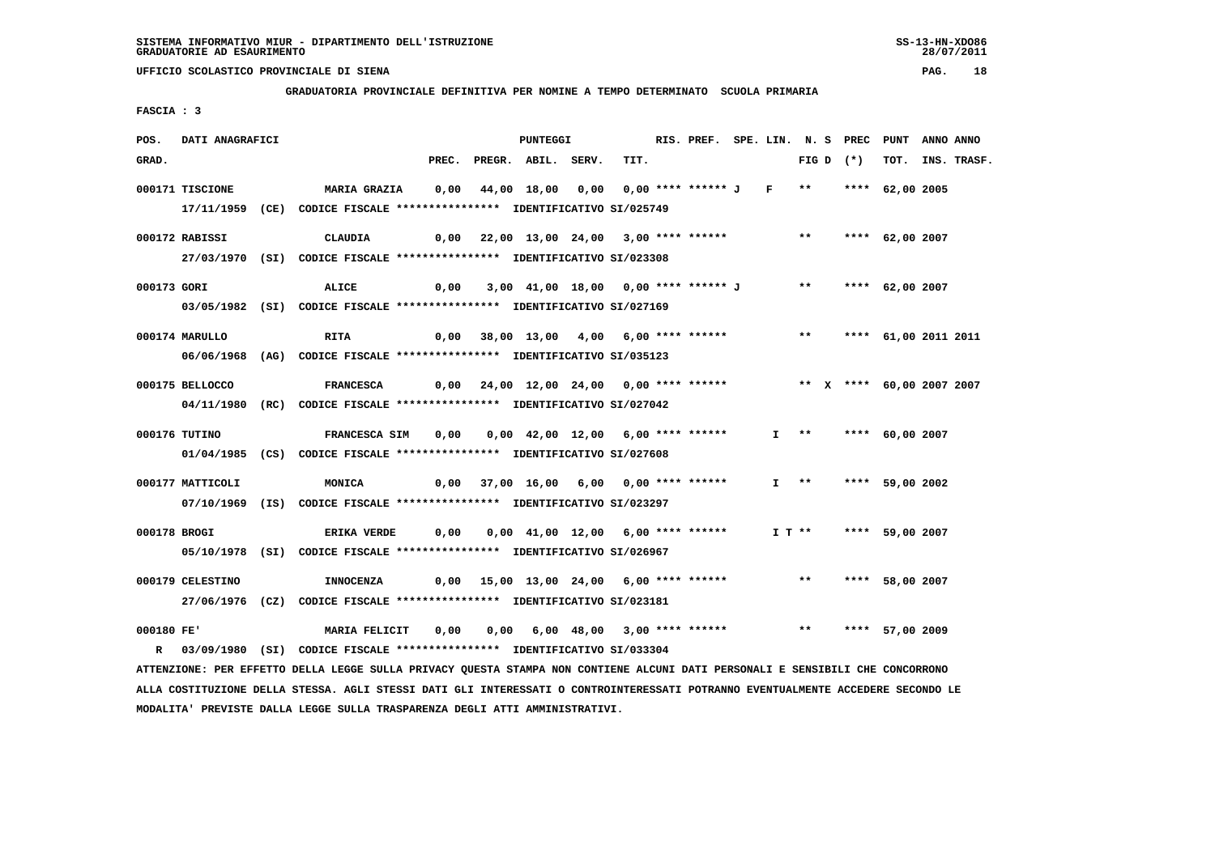SISTEMA INFORMATIVO MIUR - DIPARTIMENTO DELL'ISTRUZIONE
GRADUATORIE AD ESAURIMENTO

UFFICIO SCOLASTICO PROVINCIALE DI SIENA

**GRADUATORIA PROVINCIALE DEFINITIVA PER NOMINE A TEMPO DETERMINATO SCUOLA PRIMARIA**

FASCIA : 3

| POS. GRAD. | DATI ANAGRAFICI | | PREC. | PREGR. | ABIL. | SERV. | TIT. | RIS. PREF. | SPE. LIN. | N. S FIG D | PREC (*) | PUNT TOT. | ANNO INS. | ANNO TRASF. |
|---|---|---|---|---|---|---|---|---|---|---|---|---|---|---|
| 000171 | TISCIONE 17/11/1959 (CE) CODICE FISCALE **************** IDENTIFICATIVO SI/025749 | MARIA GRAZIA | 0,00 | 44,00 | 18,00 | 0,00 | 0,00 | **** ****** J | F | ** | **** | 62,00 | 2005 | |
| 000172 | RABISSI 27/03/1970 (SI) CODICE FISCALE **************** IDENTIFICATIVO SI/023308 | CLAUDIA | 0,00 | 22,00 | 13,00 | 24,00 | 3,00 | **** ****** | | ** | **** | 62,00 | 2007 | |
| 000173 | GORI 03/05/1982 (SI) CODICE FISCALE **************** IDENTIFICATIVO SI/027169 | ALICE | 0,00 | 3,00 | 41,00 | 18,00 | 0,00 | **** ****** J | | ** | **** | 62,00 | 2007 | |
| 000174 | MARULLO 06/06/1968 (AG) CODICE FISCALE **************** IDENTIFICATIVO SI/035123 | RITA | 0,00 | 38,00 | 13,00 | 4,00 | 6,00 | **** ****** | | ** | **** | 61,00 | 2011 | 2011 |
| 000175 | BELLOCCO 04/11/1980 (RC) CODICE FISCALE **************** IDENTIFICATIVO SI/027042 | FRANCESCA | 0,00 | 24,00 | 12,00 | 24,00 | 0,00 | **** ****** | | ** X | **** | 60,00 | 2007 | 2007 |
| 000176 | TUTINO 01/04/1985 (CS) CODICE FISCALE **************** IDENTIFICATIVO SI/027608 | FRANCESCA SIM | 0,00 | 0,00 | 42,00 | 12,00 | 6,00 | **** ****** | I | ** | **** | 60,00 | 2007 | |
| 000177 | MATTICOLI 07/10/1969 (IS) CODICE FISCALE **************** IDENTIFICATIVO SI/023297 | MONICA | 0,00 | 37,00 | 16,00 | 6,00 | 0,00 | **** ****** | I | ** | **** | 59,00 | 2002 | |
| 000178 | BROGI 05/10/1978 (SI) CODICE FISCALE **************** IDENTIFICATIVO SI/026967 | ERIKA VERDE | 0,00 | 0,00 | 41,00 | 12,00 | 6,00 | **** ****** | I T | ** | **** | 59,00 | 2007 | |
| 000179 | CELESTINO 27/06/1976 (CZ) CODICE FISCALE **************** IDENTIFICATIVO SI/023181 | INNOCENZA | 0,00 | 15,00 | 13,00 | 24,00 | 6,00 | **** ****** | | ** | **** | 58,00 | 2007 | |
| 000180 | FE' R 03/09/1980 (SI) CODICE FISCALE **************** IDENTIFICATIVO SI/033304 | MARIA FELICIT | 0,00 | 0,00 | 6,00 | 48,00 | 3,00 | **** ****** | | ** | **** | 57,00 | 2009 | |

ATTENZIONE: PER EFFETTO DELLA LEGGE SULLA PRIVACY QUESTA STAMPA NON CONTIENE ALCUNI DATI PERSONALI E SENSIBILI CHE CONCORRONO ALLA COSTITUZIONE DELLA STESSA. AGLI STESSI DATI GLI INTERESSATI O CONTROINTERESSATI POTRANNO EVENTUALMENTE ACCEDERE SECONDO LE MODALITA' PREVISTE DALLA LEGGE SULLA TRASPARENZA DEGLI ATTI AMMINISTRATIVI.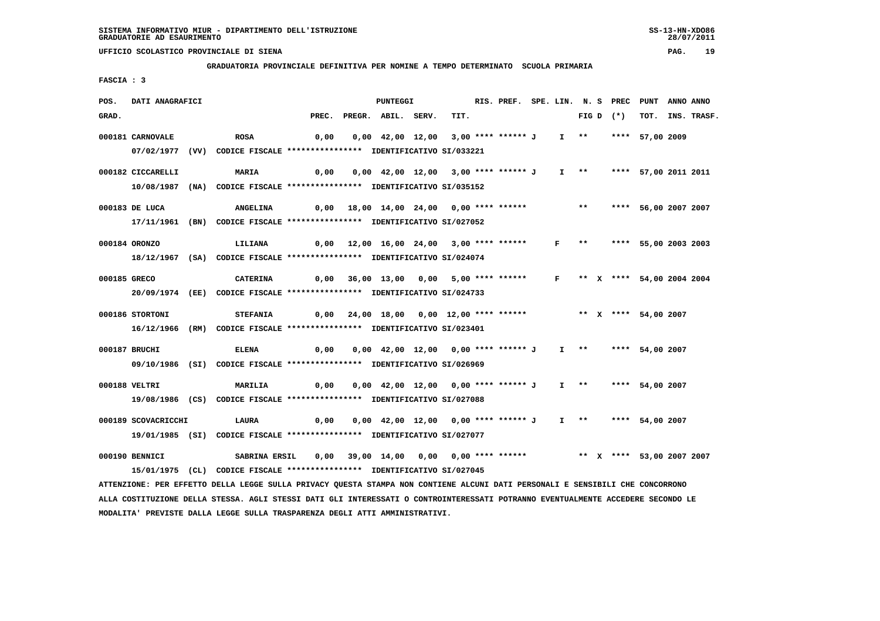SISTEMA INFORMATIVO MIUR - DIPARTIMENTO DELL'ISTRUZIONE
GRADUATORIE AD ESAURIMENTO

UFFICIO SCOLASTICO PROVINCIALE DI SIENA

GRADUATORIA PROVINCIALE DEFINITIVA PER NOMINE A TEMPO DETERMINATO SCUOLA PRIMARIA

FASCIA : 3

| POS. GRAD. | DATI ANAGRAFICI | | PREC. | PREGR. | ABIL. | SERV. | TIT. | RIS. PREF. | SPE. LIN. | N. S FIG D | PREC (*) | PUNT TOT. | ANNO INS. | ANNO TRASF. |
|---|---|---|---|---|---|---|---|---|---|---|---|---|---|---|
| 000181 | CARNOVALE | ROSA | 0,00 | 0,00 | 42,00 | 12,00 | 3,00 | **** ****** J | I | ** | **** | 57,00 | 2009 | |
| | 07/02/1977 (VV) CODICE FISCALE **************** IDENTIFICATIVO SI/033221 | | | | | | | | | | | | | |
| 000182 | CICCARELLI | MARIA | 0,00 | 0,00 | 42,00 | 12,00 | 3,00 | **** ****** J | I | ** | **** | 57,00 | 2011 | 2011 |
| | 10/08/1987 (NA) CODICE FISCALE **************** IDENTIFICATIVO SI/035152 | | | | | | | | | | | | | |
| 000183 | DE LUCA | ANGELINA | 0,00 | 18,00 | 14,00 | 24,00 | 0,00 | **** ****** | | ** | **** | 56,00 | 2007 | 2007 |
| | 17/11/1961 (BN) CODICE FISCALE **************** IDENTIFICATIVO SI/027052 | | | | | | | | | | | | | |
| 000184 | ORONZO | LILIANA | 0,00 | 12,00 | 16,00 | 24,00 | 3,00 | **** ****** | F | ** | **** | 55,00 | 2003 | 2003 |
| | 18/12/1967 (SA) CODICE FISCALE **************** IDENTIFICATIVO SI/024074 | | | | | | | | | | | | | |
| 000185 | GRECO | CATERINA | 0,00 | 36,00 | 13,00 | 0,00 | 5,00 | **** ****** | F | ** X | **** | 54,00 | 2004 | 2004 |
| | 20/09/1974 (EE) CODICE FISCALE **************** IDENTIFICATIVO SI/024733 | | | | | | | | | | | | | |
| 000186 | STORTONI | STEFANIA | 0,00 | 24,00 | 18,00 | 0,00 | 12,00 | **** ****** | | ** X | **** | 54,00 | 2007 | |
| | 16/12/1966 (RM) CODICE FISCALE **************** IDENTIFICATIVO SI/023401 | | | | | | | | | | | | | |
| 000187 | BRUCHI | ELENA | 0,00 | 0,00 | 42,00 | 12,00 | 0,00 | **** ****** J | I | ** | **** | 54,00 | 2007 | |
| | 09/10/1986 (SI) CODICE FISCALE **************** IDENTIFICATIVO SI/026969 | | | | | | | | | | | | | |
| 000188 | VELTRI | MARILIA | 0,00 | 0,00 | 42,00 | 12,00 | 0,00 | **** ****** J | I | ** | **** | 54,00 | 2007 | |
| | 19/08/1986 (CS) CODICE FISCALE **************** IDENTIFICATIVO SI/027088 | | | | | | | | | | | | | |
| 000189 | SCOVACRICCHI | LAURA | 0,00 | 0,00 | 42,00 | 12,00 | 0,00 | **** ****** J | I | ** | **** | 54,00 | 2007 | |
| | 19/01/1985 (SI) CODICE FISCALE **************** IDENTIFICATIVO SI/027077 | | | | | | | | | | | | | |
| 000190 | BENNICI | SABRINA ERSIL | 0,00 | 39,00 | 14,00 | 0,00 | 0,00 | **** ****** | | ** X | **** | 53,00 | 2007 | 2007 |
| | 15/01/1975 (CL) CODICE FISCALE **************** IDENTIFICATIVO SI/027045 | | | | | | | | | | | | | |

ATTENZIONE: PER EFFETTO DELLA LEGGE SULLA PRIVACY QUESTA STAMPA NON CONTIENE ALCUNI DATI PERSONALI E SENSIBILI CHE CONCORRONO ALLA COSTITUZIONE DELLA STESSA. AGLI STESSI DATI GLI INTERESSATI O CONTROINTERESSATI POTRANNO EVENTUALMENTE ACCEDERE SECONDO LE MODALITA' PREVISTE DALLA LEGGE SULLA TRASPARENZA DEGLI ATTI AMMINISTRATIVI.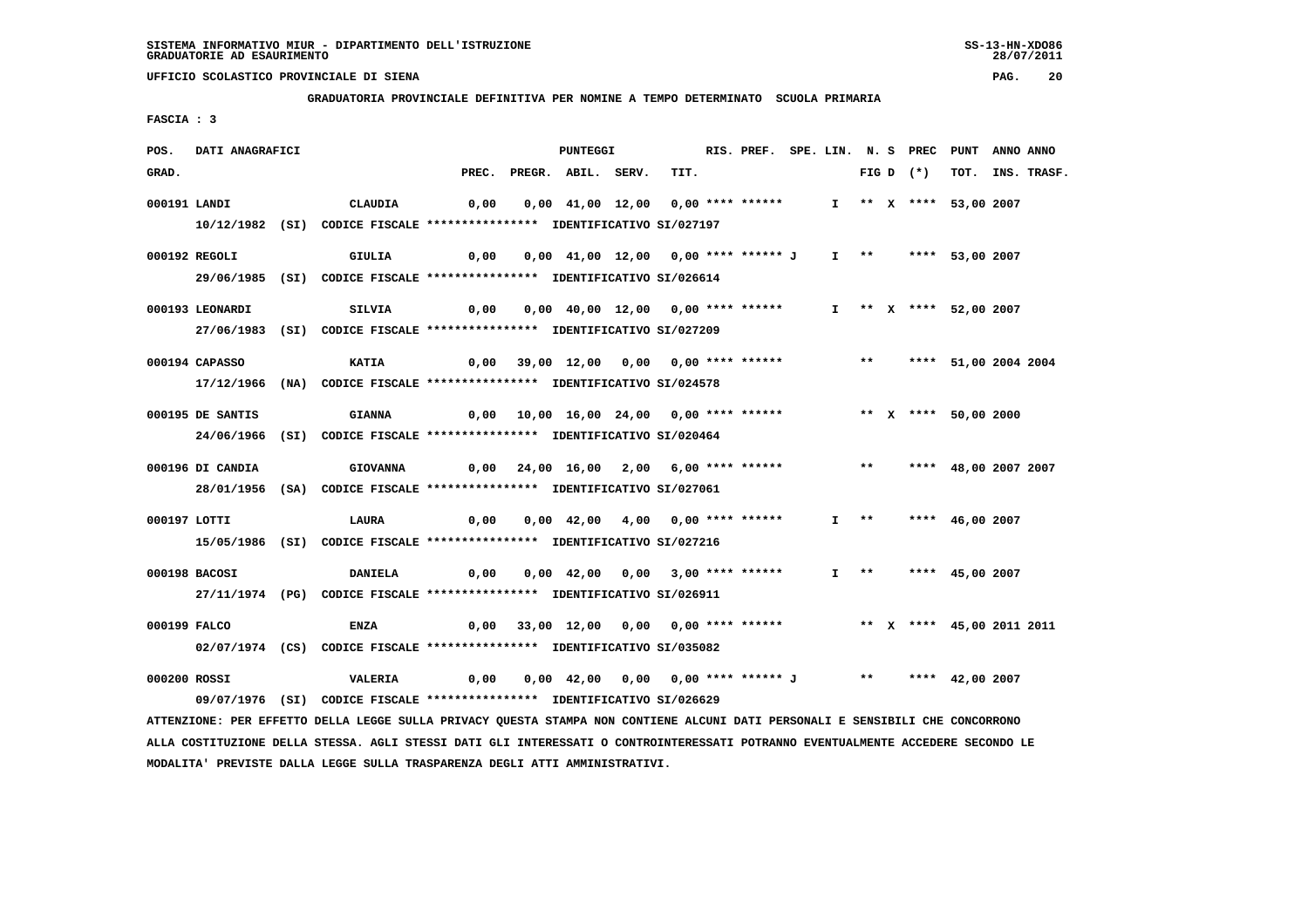SISTEMA INFORMATIVO MIUR - DIPARTIMENTO DELL'ISTRUZIONE
GRADUATORIE AD ESAURIMENTO

UFFICIO SCOLASTICO PROVINCIALE DI SIENA

GRADUATORIA PROVINCIALE DEFINITIVA PER NOMINE A TEMPO DETERMINATO SCUOLA PRIMARIA

FASCIA : 3

| POS. GRAD. | DATI ANAGRAFICI | | PREC. | PREGR. | ABIL. | SERV. | TIT. | RIS. PREF. | SPE. LIN. | N. S FIG D | PREC (*) | PUNT TOT. | ANNO INS. | ANNO TRASF. |
|---|---|---|---|---|---|---|---|---|---|---|---|---|---|---|
| 000191 | LANDI | CLAUDIA | 0,00 | 0,00 | 41,00 | 12,00 | 0,00 | **** ****** | I | ** X | **** | 53,00 | 2007 | |
| | 10/12/1982 (SI) CODICE FISCALE **************** IDENTIFICATIVO SI/027197 | | | | | | | | | | | | | |
| 000192 | REGOLI | GIULIA | 0,00 | 0,00 | 41,00 | 12,00 | 0,00 | **** ****** J | I | ** | **** | 53,00 | 2007 | |
| | 29/06/1985 (SI) CODICE FISCALE **************** IDENTIFICATIVO SI/026614 | | | | | | | | | | | | | |
| 000193 | LEONARDI | SILVIA | 0,00 | 0,00 | 40,00 | 12,00 | 0,00 | **** ****** | I | ** X | **** | 52,00 | 2007 | |
| | 27/06/1983 (SI) CODICE FISCALE **************** IDENTIFICATIVO SI/027209 | | | | | | | | | | | | | |
| 000194 | CAPASSO | KATIA | 0,00 | 39,00 | 12,00 | 0,00 | 0,00 | **** ****** | | ** | **** | 51,00 | 2004 | 2004 |
| | 17/12/1966 (NA) CODICE FISCALE **************** IDENTIFICATIVO SI/024578 | | | | | | | | | | | | | |
| 000195 | DE SANTIS | GIANNA | 0,00 | 10,00 | 16,00 | 24,00 | 0,00 | **** ****** | | ** X | **** | 50,00 | 2000 | |
| | 24/06/1966 (SI) CODICE FISCALE **************** IDENTIFICATIVO SI/020464 | | | | | | | | | | | | | |
| 000196 | DI CANDIA | GIOVANNA | 0,00 | 24,00 | 16,00 | 2,00 | 6,00 | **** ****** | | ** | **** | 48,00 | 2007 | 2007 |
| | 28/01/1956 (SA) CODICE FISCALE **************** IDENTIFICATIVO SI/027061 | | | | | | | | | | | | | |
| 000197 | LOTTI | LAURA | 0,00 | 0,00 | 42,00 | 4,00 | 0,00 | **** ****** | I | ** | **** | 46,00 | 2007 | |
| | 15/05/1986 (SI) CODICE FISCALE **************** IDENTIFICATIVO SI/027216 | | | | | | | | | | | | | |
| 000198 | BACOSI | DANIELA | 0,00 | 0,00 | 42,00 | 0,00 | 3,00 | **** ****** | I | ** | **** | 45,00 | 2007 | |
| | 27/11/1974 (PG) CODICE FISCALE **************** IDENTIFICATIVO SI/026911 | | | | | | | | | | | | | |
| 000199 | FALCO | ENZA | 0,00 | 33,00 | 12,00 | 0,00 | 0,00 | **** ****** | | ** X | **** | 45,00 | 2011 | 2011 |
| | 02/07/1974 (CS) CODICE FISCALE **************** IDENTIFICATIVO SI/035082 | | | | | | | | | | | | | |
| 000200 | ROSSI | VALERIA | 0,00 | 0,00 | 42,00 | 0,00 | 0,00 | **** ****** J | | ** | **** | 42,00 | 2007 | |
| | 09/07/1976 (SI) CODICE FISCALE **************** IDENTIFICATIVO SI/026629 | | | | | | | | | | | | | |

ATTENZIONE: PER EFFETTO DELLA LEGGE SULLA PRIVACY QUESTA STAMPA NON CONTIENE ALCUNI DATI PERSONALI E SENSIBILI CHE CONCORRONO ALLA COSTITUZIONE DELLA STESSA. AGLI STESSI DATI GLI INTERESSATI O CONTROINTERESSATI POTRANNO EVENTUALMENTE ACCEDERE SECONDO LE MODALITA' PREVISTE DALLA LEGGE SULLA TRASPARENZA DEGLI ATTI AMMINISTRATIVI.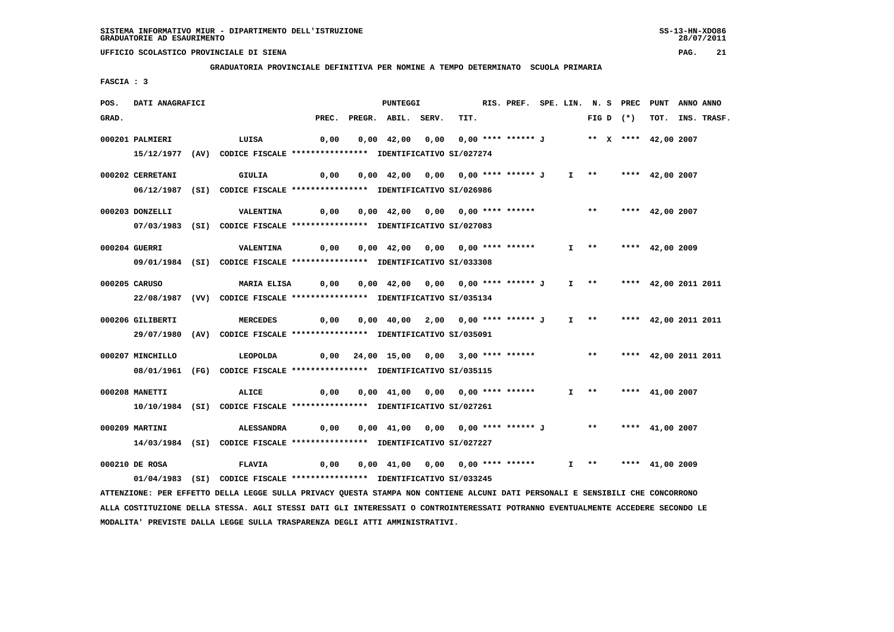SISTEMA INFORMATIVO MIUR - DIPARTIMENTO DELL'ISTRUZIONE
GRADUATORIE AD ESAURIMENTO

UFFICIO SCOLASTICO PROVINCIALE DI SIENA

**GRADUATORIA PROVINCIALE DEFINITIVA PER NOMINE A TEMPO DETERMINATO SCUOLA PRIMARIA**

FASCIA : 3

| POS. GRAD. | DATI ANAGRAFICI | | PREC. | PREGR. | ABIL. | SERV. | TIT. | RIS. PREF. | SPE. LIN. | N. S FIG D | PREC (*) | PUNT TOT. | ANNO INS. | ANNO TRASF. |
|---|---|---|---|---|---|---|---|---|---|---|---|---|---|---|
| 000201 | PALMIERI | LUISA | 0,00 | 0,00 | 42,00 | 0,00 | 0,00 | **** ****** J | | ** X | **** | 42,00 | 2007 | |
| | 15/12/1977 (AV) CODICE FISCALE **************** IDENTIFICATIVO SI/027274 | | | | | | | | | | | | | |
| 000202 | CERRETANI | GIULIA | 0,00 | 0,00 | 42,00 | 0,00 | 0,00 | **** ****** J | I | ** | **** | 42,00 | 2007 | |
| | 06/12/1987 (SI) CODICE FISCALE **************** IDENTIFICATIVO SI/026986 | | | | | | | | | | | | | |
| 000203 | DONZELLI | VALENTINA | 0,00 | 0,00 | 42,00 | 0,00 | 0,00 | **** ****** | | ** | **** | 42,00 | 2007 | |
| | 07/03/1983 (SI) CODICE FISCALE **************** IDENTIFICATIVO SI/027083 | | | | | | | | | | | | | |
| 000204 | GUERRI | VALENTINA | 0,00 | 0,00 | 42,00 | 0,00 | 0,00 | **** ****** | I | ** | **** | 42,00 | 2009 | |
| | 09/01/1984 (SI) CODICE FISCALE **************** IDENTIFICATIVO SI/033308 | | | | | | | | | | | | | |
| 000205 | CARUSO | MARIA ELISA | 0,00 | 0,00 | 42,00 | 0,00 | 0,00 | **** ****** J | I | ** | **** | 42,00 | 2011 | 2011 |
| | 22/08/1987 (VV) CODICE FISCALE **************** IDENTIFICATIVO SI/035134 | | | | | | | | | | | | | |
| 000206 | GILIBERTI | MERCEDES | 0,00 | 0,00 | 40,00 | 2,00 | 0,00 | **** ****** J | I | ** | **** | 42,00 | 2011 | 2011 |
| | 29/07/1980 (AV) CODICE FISCALE **************** IDENTIFICATIVO SI/035091 | | | | | | | | | | | | | |
| 000207 | MINCHILLO | LEOPOLDA | 0,00 | 24,00 | 15,00 | 0,00 | 3,00 | **** ****** | | ** | **** | 42,00 | 2011 | 2011 |
| | 08/01/1961 (FG) CODICE FISCALE **************** IDENTIFICATIVO SI/035115 | | | | | | | | | | | | | |
| 000208 | MANETTI | ALICE | 0,00 | 0,00 | 41,00 | 0,00 | 0,00 | **** ****** | I | ** | **** | 41,00 | 2007 | |
| | 10/10/1984 (SI) CODICE FISCALE **************** IDENTIFICATIVO SI/027261 | | | | | | | | | | | | | |
| 000209 | MARTINI | ALESSANDRA | 0,00 | 0,00 | 41,00 | 0,00 | 0,00 | **** ****** J | | ** | **** | 41,00 | 2007 | |
| | 14/03/1984 (SI) CODICE FISCALE **************** IDENTIFICATIVO SI/027227 | | | | | | | | | | | | | |
| 000210 | DE ROSA | FLAVIA | 0,00 | 0,00 | 41,00 | 0,00 | 0,00 | **** ****** | I | ** | **** | 41,00 | 2009 | |
| | 01/04/1983 (SI) CODICE FISCALE **************** IDENTIFICATIVO SI/033245 | | | | | | | | | | | | | |

ATTENZIONE: PER EFFETTO DELLA LEGGE SULLA PRIVACY QUESTA STAMPA NON CONTIENE ALCUNI DATI PERSONALI E SENSIBILI CHE CONCORRONO ALLA COSTITUZIONE DELLA STESSA. AGLI STESSI DATI GLI INTERESSATI O CONTROINTERESSATI POTRANNO EVENTUALMENTE ACCEDERE SECONDO LE MODALITA' PREVISTE DALLA LEGGE SULLA TRASPARENZA DEGLI ATTI AMMINISTRATIVI.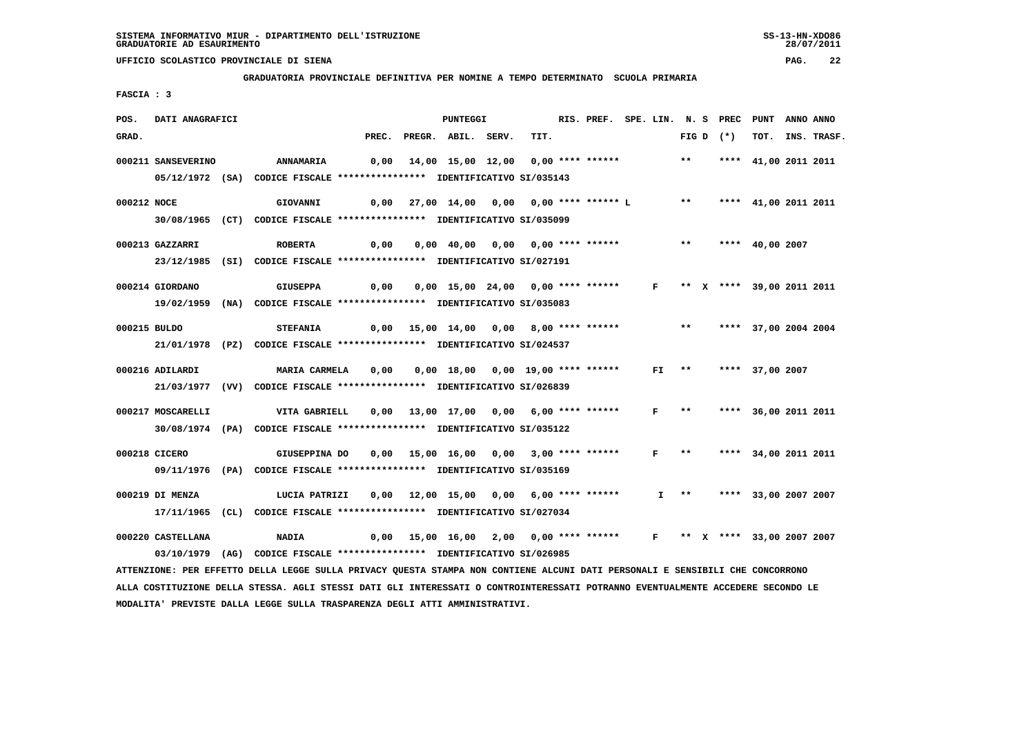SISTEMA INFORMATIVO MIUR - DIPARTIMENTO DELL'ISTRUZIONE
GRADUATORIE AD ESAURIMENTO

UFFICIO SCOLASTICO PROVINCIALE DI SIENA

**GRADUATORIA PROVINCIALE DEFINITIVA PER NOMINE A TEMPO DETERMINATO SCUOLA PRIMARIA**

FASCIA : 3

| POS. GRAD. | DATI ANAGRAFICI | | PREC. | PREGR. | ABIL. | SERV. | TIT. | RIS. PREF. | SPE. LIN. | N. S FIG D | PREC (*) | PUNT TOT. | ANNO INS. | ANNO TRASF. |
|---|---|---|---|---|---|---|---|---|---|---|---|---|---|---|
| 000211 | SANSEVERINO | ANNAMARIA | 0,00 | 14,00 | 15,00 | 12,00 | 0,00 | **** ****** | | ** | **** | 41,00 | 2011 | 2011 |
| | 05/12/1972 (SA) | CODICE FISCALE **************** IDENTIFICATIVO SI/035143 | | | | | | | | | | | | |
| 000212 | NOCE | GIOVANNI | 0,00 | 27,00 | 14,00 | 0,00 | 0,00 | **** ****** L | | ** | **** | 41,00 | 2011 | 2011 |
| | 30/08/1965 (CT) | CODICE FISCALE **************** IDENTIFICATIVO SI/035099 | | | | | | | | | | | | |
| 000213 | GAZZARRI | ROBERTA | 0,00 | 0,00 | 40,00 | 0,00 | 0,00 | **** ****** | | ** | **** | 40,00 | 2007 | |
| | 23/12/1985 (SI) | CODICE FISCALE **************** IDENTIFICATIVO SI/027191 | | | | | | | | | | | | |
| 000214 | GIORDANO | GIUSEPPA | 0,00 | 0,00 | 15,00 | 24,00 | 0,00 | **** ****** | F | ** X | **** | 39,00 | 2011 | 2011 |
| | 19/02/1959 (NA) | CODICE FISCALE **************** IDENTIFICATIVO SI/035083 | | | | | | | | | | | | |
| 000215 | BULDO | STEFANIA | 0,00 | 15,00 | 14,00 | 0,00 | 8,00 | **** ****** | | ** | **** | 37,00 | 2004 | 2004 |
| | 21/01/1978 (PZ) | CODICE FISCALE **************** IDENTIFICATIVO SI/024537 | | | | | | | | | | | | |
| 000216 | ADILARDI | MARIA CARMELA | 0,00 | 0,00 | 18,00 | 0,00 | 19,00 | **** ****** | FI | ** | **** | 37,00 | 2007 | |
| | 21/03/1977 (VV) | CODICE FISCALE **************** IDENTIFICATIVO SI/026839 | | | | | | | | | | | | |
| 000217 | MOSCARELLI | VITA GABRIELL | 0,00 | 13,00 | 17,00 | 0,00 | 6,00 | **** ****** | F | ** | **** | 36,00 | 2011 | 2011 |
| | 30/08/1974 (PA) | CODICE FISCALE **************** IDENTIFICATIVO SI/035122 | | | | | | | | | | | | |
| 000218 | CICERO | GIUSEPPINA DO | 0,00 | 15,00 | 16,00 | 0,00 | 3,00 | **** ****** | F | ** | **** | 34,00 | 2011 | 2011 |
| | 09/11/1976 (PA) | CODICE FISCALE **************** IDENTIFICATIVO SI/035169 | | | | | | | | | | | | |
| 000219 | DI MENZA | LUCIA PATRIZI | 0,00 | 12,00 | 15,00 | 0,00 | 6,00 | **** ****** | I | ** | **** | 33,00 | 2007 | 2007 |
| | 17/11/1965 (CL) | CODICE FISCALE **************** IDENTIFICATIVO SI/027034 | | | | | | | | | | | | |
| 000220 | CASTELLANA | NADIA | 0,00 | 15,00 | 16,00 | 2,00 | 0,00 | **** ****** | F | ** X | **** | 33,00 | 2007 | 2007 |
| | 03/10/1979 (AG) | CODICE FISCALE **************** IDENTIFICATIVO SI/026985 | | | | | | | | | | | | |

ATTENZIONE: PER EFFETTO DELLA LEGGE SULLA PRIVACY QUESTA STAMPA NON CONTIENE ALCUNI DATI PERSONALI E SENSIBILI CHE CONCORRONO ALLA COSTITUZIONE DELLA STESSA. AGLI STESSI DATI GLI INTERESSATI O CONTROINTERESSATI POTRANNO EVENTUALMENTE ACCEDERE SECONDO LE MODALITA' PREVISTE DALLA LEGGE SULLA TRASPARENZA DEGLI ATTI AMMINISTRATIVI.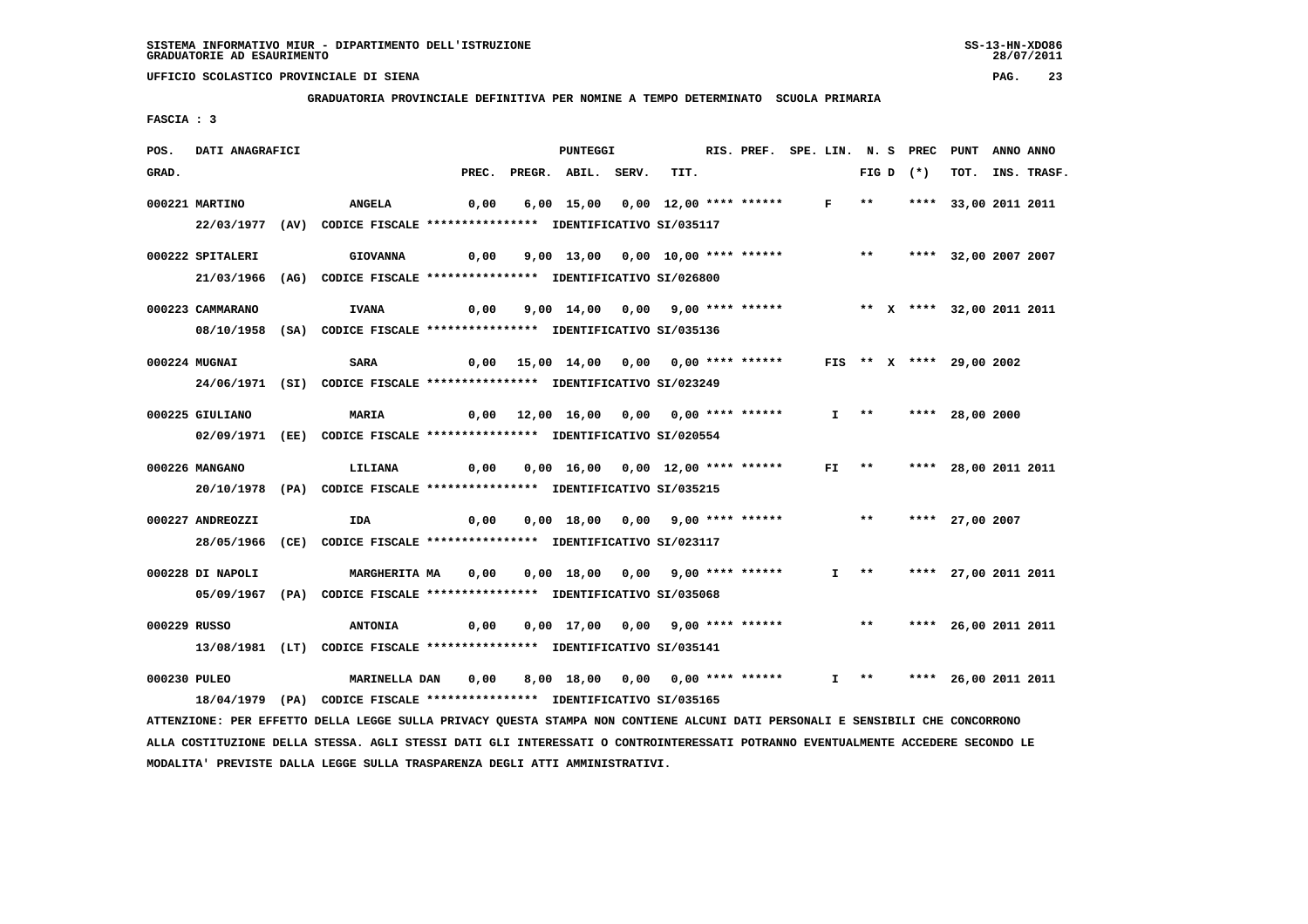SISTEMA INFORMATIVO MIUR - DIPARTIMENTO DELL'ISTRUZIONE
GRADUATORIE AD ESAURIMENTO

UFFICIO SCOLASTICO PROVINCIALE DI SIENA

**GRADUATORIA PROVINCIALE DEFINITIVA PER NOMINE A TEMPO DETERMINATO SCUOLA PRIMARIA**

FASCIA : 3

| POS. GRAD. | DATI ANAGRAFICI | | PREC. | PREGR. | ABIL. | SERV. | TIT. | RIS. PREF. | SPE. LIN. | FIG D | N. S | PREC (*) | PUNT TOT. | ANNO INS. | ANNO TRASF. |
|---|---|---|---|---|---|---|---|---|---|---|---|---|---|---|---|
| 000221 | MARTINO | ANGELA | 0,00 | 6,00 | 15,00 | 0,00 | 12,00 | **** ****** | F | ** | | **** | 33,00 | 2011 | 2011 |
| | 22/03/1977 (AV) CODICE FISCALE **************** IDENTIFICATIVO SI/035117 | | | | | | | | | | | | | | |
| 000222 | SPITALERI | GIOVANNA | 0,00 | 9,00 | 13,00 | 0,00 | 10,00 | **** ****** | | ** | | **** | 32,00 | 2007 | 2007 |
| | 21/03/1966 (AG) CODICE FISCALE **************** IDENTIFICATIVO SI/026800 | | | | | | | | | | | | | | |
| 000223 | CAMMARANO | IVANA | 0,00 | 9,00 | 14,00 | 0,00 | 9,00 | **** ****** | | ** | X | **** | 32,00 | 2011 | 2011 |
| | 08/10/1958 (SA) CODICE FISCALE **************** IDENTIFICATIVO SI/035136 | | | | | | | | | | | | | | |
| 000224 | MUGNAI | SARA | 0,00 | 15,00 | 14,00 | 0,00 | 0,00 | **** ****** | FIS | ** | X | **** | 29,00 | 2002 | |
| | 24/06/1971 (SI) CODICE FISCALE **************** IDENTIFICATIVO SI/023249 | | | | | | | | | | | | | | |
| 000225 | GIULIANO | MARIA | 0,00 | 12,00 | 16,00 | 0,00 | 0,00 | **** ****** | I | ** | | **** | 28,00 | 2000 | |
| | 02/09/1971 (EE) CODICE FISCALE **************** IDENTIFICATIVO SI/020554 | | | | | | | | | | | | | | |
| 000226 | MANGANO | LILIANA | 0,00 | 0,00 | 16,00 | 0,00 | 12,00 | **** ****** | FI | ** | | **** | 28,00 | 2011 | 2011 |
| | 20/10/1978 (PA) CODICE FISCALE **************** IDENTIFICATIVO SI/035215 | | | | | | | | | | | | | | |
| 000227 | ANDREOZZI | IDA | 0,00 | 0,00 | 18,00 | 0,00 | 9,00 | **** ****** | | ** | | **** | 27,00 | 2007 | |
| | 28/05/1966 (CE) CODICE FISCALE **************** IDENTIFICATIVO SI/023117 | | | | | | | | | | | | | | |
| 000228 | DI NAPOLI | MARGHERITA MA | 0,00 | 0,00 | 18,00 | 0,00 | 9,00 | **** ****** | I | ** | | **** | 27,00 | 2011 | 2011 |
| | 05/09/1967 (PA) CODICE FISCALE **************** IDENTIFICATIVO SI/035068 | | | | | | | | | | | | | | |
| 000229 | RUSSO | ANTONIA | 0,00 | 0,00 | 17,00 | 0,00 | 9,00 | **** ****** | | ** | | **** | 26,00 | 2011 | 2011 |
| | 13/08/1981 (LT) CODICE FISCALE **************** IDENTIFICATIVO SI/035141 | | | | | | | | | | | | | | |
| 000230 | PULEO | MARINELLA DAN | 0,00 | 8,00 | 18,00 | 0,00 | 0,00 | **** ****** | I | ** | | **** | 26,00 | 2011 | 2011 |
| | 18/04/1979 (PA) CODICE FISCALE **************** IDENTIFICATIVO SI/035165 | | | | | | | | | | | | | | |

ATTENZIONE: PER EFFETTO DELLA LEGGE SULLA PRIVACY QUESTA STAMPA NON CONTIENE ALCUNI DATI PERSONALI E SENSIBILI CHE CONCORRONO ALLA COSTITUZIONE DELLA STESSA. AGLI STESSI DATI GLI INTERESSATI O CONTROINTERESSATI POTRANNO EVENTUALMENTE ACCEDERE SECONDO LE MODALITA' PREVISTE DALLA LEGGE SULLA TRASPARENZA DEGLI ATTI AMMINISTRATIVI.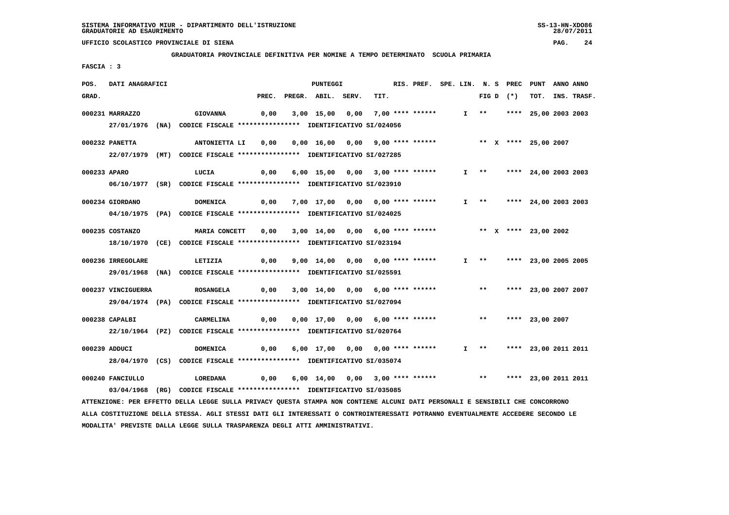SISTEMA INFORMATIVO MIUR - DIPARTIMENTO DELL'ISTRUZIONE
GRADUATORIE AD ESAURIMENTO

UFFICIO SCOLASTICO PROVINCIALE DI SIENA

GRADUATORIA PROVINCIALE DEFINITIVA PER NOMINE A TEMPO DETERMINATO SCUOLA PRIMARIA

FASCIA : 3

| POS. GRAD. | DATI ANAGRAFICI | | PREC. | PREGR. | ABIL. | SERV. | TIT. | RIS. PREF. | SPE. LIN. | N. S FIG D | PREC (*) | PUNT TOT. | ANNO INS. | ANNO TRASF. |
|---|---|---|---|---|---|---|---|---|---|---|---|---|---|---|
| 000231 | MARRAZZO | GIOVANNA | 0,00 | 3,00 | 15,00 | 0,00 | 7,00 | **** ****** | I | ** | **** | 25,00 | 2003 | 2003 |
| | 27/01/1976 (NA) | CODICE FISCALE **************** IDENTIFICATIVO SI/024056 | | | | | | | | | | | | |
| 000232 | PANETTA | ANTONIETTA LI | 0,00 | 0,00 | 16,00 | 0,00 | 9,00 | **** ****** | | ** X | **** | 25,00 | 2007 | |
| | 22/07/1979 (MT) | CODICE FISCALE **************** IDENTIFICATIVO SI/027285 | | | | | | | | | | | | |
| 000233 | APARO | LUCIA | 0,00 | 6,00 | 15,00 | 0,00 | 3,00 | **** ****** | I | ** | **** | 24,00 | 2003 | 2003 |
| | 06/10/1977 (SR) | CODICE FISCALE **************** IDENTIFICATIVO SI/023910 | | | | | | | | | | | | |
| 000234 | GIORDANO | DOMENICA | 0,00 | 7,00 | 17,00 | 0,00 | 0,00 | **** ****** | I | ** | **** | 24,00 | 2003 | 2003 |
| | 04/10/1975 (PA) | CODICE FISCALE **************** IDENTIFICATIVO SI/024025 | | | | | | | | | | | | |
| 000235 | COSTANZO | MARIA CONCETT | 0,00 | 3,00 | 14,00 | 0,00 | 6,00 | **** ****** | | ** X | **** | 23,00 | 2002 | |
| | 18/10/1970 (CE) | CODICE FISCALE **************** IDENTIFICATIVO SI/023194 | | | | | | | | | | | | |
| 000236 | IRREGOLARE | LETIZIA | 0,00 | 9,00 | 14,00 | 0,00 | 0,00 | **** ****** | I | ** | **** | 23,00 | 2005 | 2005 |
| | 29/01/1968 (NA) | CODICE FISCALE **************** IDENTIFICATIVO SI/025591 | | | | | | | | | | | | |
| 000237 | VINCIGUERRA | ROSANGELA | 0,00 | 3,00 | 14,00 | 0,00 | 6,00 | **** ****** | | ** | **** | 23,00 | 2007 | 2007 |
| | 29/04/1974 (PA) | CODICE FISCALE **************** IDENTIFICATIVO SI/027094 | | | | | | | | | | | | |
| 000238 | CAPALBI | CARMELINA | 0,00 | 0,00 | 17,00 | 0,00 | 6,00 | **** ****** | | ** | **** | 23,00 | 2007 | |
| | 22/10/1964 (PZ) | CODICE FISCALE **************** IDENTIFICATIVO SI/020764 | | | | | | | | | | | | |
| 000239 | ADDUCI | DOMENICA | 0,00 | 6,00 | 17,00 | 0,00 | 0,00 | **** ****** | I | ** | **** | 23,00 | 2011 | 2011 |
| | 28/04/1970 (CS) | CODICE FISCALE **************** IDENTIFICATIVO SI/035074 | | | | | | | | | | | | |
| 000240 | FANCIULLO | LOREDANA | 0,00 | 6,00 | 14,00 | 0,00 | 3,00 | **** ****** | | ** | **** | 23,00 | 2011 | 2011 |
| | 03/04/1968 (RG) | CODICE FISCALE **************** IDENTIFICATIVO SI/035085 | | | | | | | | | | | | |

ATTENZIONE: PER EFFETTO DELLA LEGGE SULLA PRIVACY QUESTA STAMPA NON CONTIENE ALCUNI DATI PERSONALI E SENSIBILI CHE CONCORRONO ALLA COSTITUZIONE DELLA STESSA. AGLI STESSI DATI GLI INTERESSATI O CONTROINTERESSATI POTRANNO EVENTUALMENTE ACCEDERE SECONDO LE MODALITA' PREVISTE DALLA LEGGE SULLA TRASPARENZA DEGLI ATTI AMMINISTRATIVI.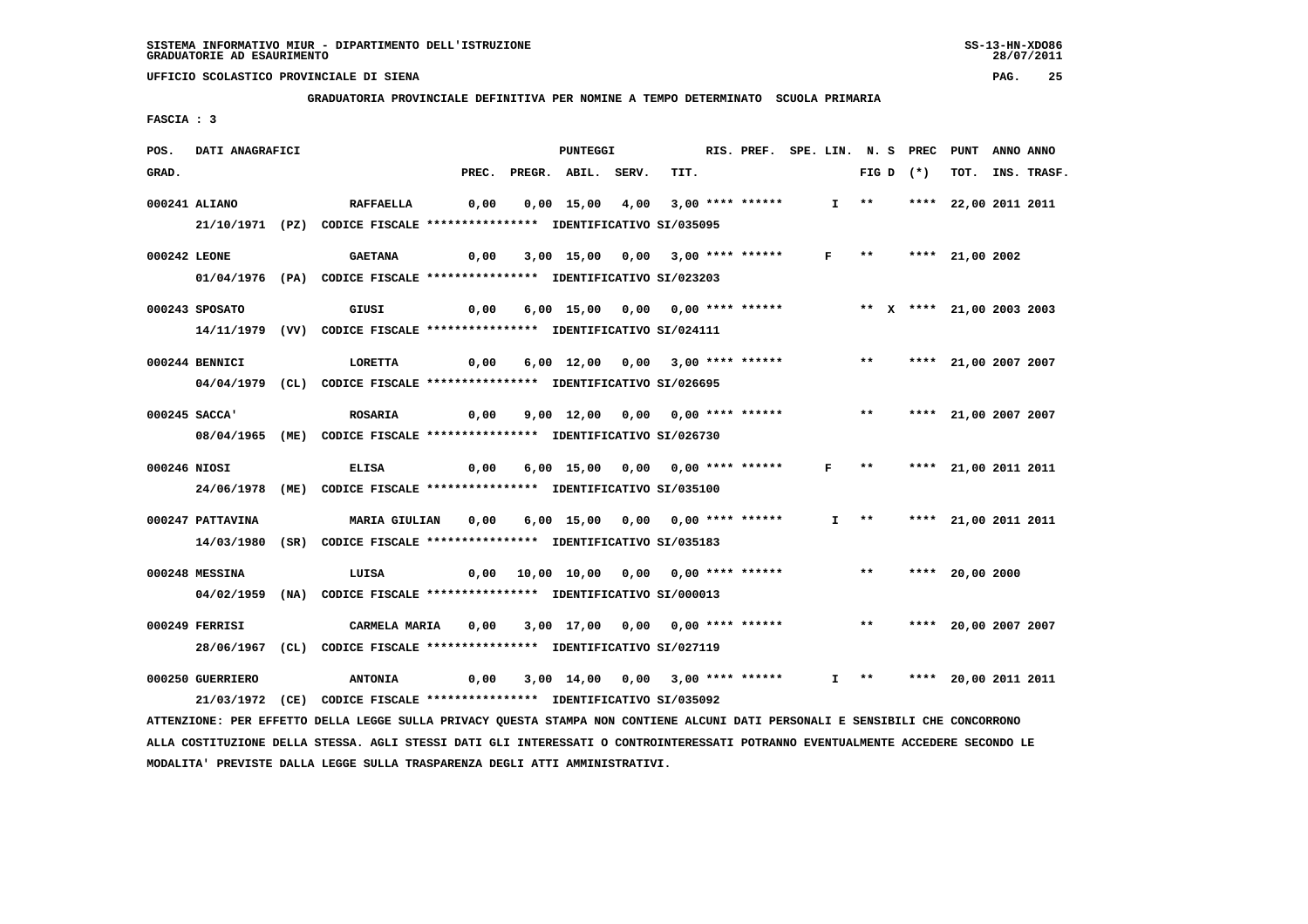SISTEMA INFORMATIVO MIUR - DIPARTIMENTO DELL'ISTRUZIONE
GRADUATORIE AD ESAURIMENTO

UFFICIO SCOLASTICO PROVINCIALE DI SIENA

GRADUATORIA PROVINCIALE DEFINITIVA PER NOMINE A TEMPO DETERMINATO SCUOLA PRIMARIA

FASCIA : 3

| POS. GRAD. | DATI ANAGRAFICI | | PREC. | PREGR. | ABIL. | SERV. | TIT. | RIS. PREF. | SPE. LIN. | N. S FIG D | PREC (*) | PUNT TOT. | ANNO INS. | ANNO TRASF. |
|---|---|---|---|---|---|---|---|---|---|---|---|---|---|---|
| 000241 | ALIANO | RAFFAELLA | 0,00 | 0,00 | 15,00 | 4,00 | 3,00 | **** ****** | I | ** | **** | 22,00 | 2011 | 2011 |
| | 21/10/1971 (PZ) CODICE FISCALE **************** IDENTIFICATIVO SI/035095 | | | | | | | | | | | | | |
| 000242 | LEONE | GAETANA | 0,00 | 3,00 | 15,00 | 0,00 | 3,00 | **** ****** | F | ** | **** | 21,00 | 2002 | |
| | 01/04/1976 (PA) CODICE FISCALE **************** IDENTIFICATIVO SI/023203 | | | | | | | | | | | | | |
| 000243 | SPOSATO | GIUSI | 0,00 | 6,00 | 15,00 | 0,00 | 0,00 | **** ****** | | ** X | **** | 21,00 | 2003 | 2003 |
| | 14/11/1979 (VV) CODICE FISCALE **************** IDENTIFICATIVO SI/024111 | | | | | | | | | | | | | |
| 000244 | BENNICI | LORETTA | 0,00 | 6,00 | 12,00 | 0,00 | 3,00 | **** ****** | | ** | **** | 21,00 | 2007 | 2007 |
| | 04/04/1979 (CL) CODICE FISCALE **************** IDENTIFICATIVO SI/026695 | | | | | | | | | | | | | |
| 000245 | SACCA' | ROSARIA | 0,00 | 9,00 | 12,00 | 0,00 | 0,00 | **** ****** | | ** | **** | 21,00 | 2007 | 2007 |
| | 08/04/1965 (ME) CODICE FISCALE **************** IDENTIFICATIVO SI/026730 | | | | | | | | | | | | | |
| 000246 | NIOSI | ELISA | 0,00 | 6,00 | 15,00 | 0,00 | 0,00 | **** ****** | F | ** | **** | 21,00 | 2011 | 2011 |
| | 24/06/1978 (ME) CODICE FISCALE **************** IDENTIFICATIVO SI/035100 | | | | | | | | | | | | | |
| 000247 | PATTAVINA | MARIA GIULIAN | 0,00 | 6,00 | 15,00 | 0,00 | 0,00 | **** ****** | I | ** | **** | 21,00 | 2011 | 2011 |
| | 14/03/1980 (SR) CODICE FISCALE **************** IDENTIFICATIVO SI/035183 | | | | | | | | | | | | | |
| 000248 | MESSINA | LUISA | 0,00 | 10,00 | 10,00 | 0,00 | 0,00 | **** ****** | | ** | **** | 20,00 | 2000 | |
| | 04/02/1959 (NA) CODICE FISCALE **************** IDENTIFICATIVO SI/000013 | | | | | | | | | | | | | |
| 000249 | FERRISI | CARMELA MARIA | 0,00 | 3,00 | 17,00 | 0,00 | 0,00 | **** ****** | | ** | **** | 20,00 | 2007 | 2007 |
| | 28/06/1967 (CL) CODICE FISCALE **************** IDENTIFICATIVO SI/027119 | | | | | | | | | | | | | |
| 000250 | GUERRIERO | ANTONIA | 0,00 | 3,00 | 14,00 | 0,00 | 3,00 | **** ****** | I | ** | **** | 20,00 | 2011 | 2011 |
| | 21/03/1972 (CE) CODICE FISCALE **************** IDENTIFICATIVO SI/035092 | | | | | | | | | | | | | |

ATTENZIONE: PER EFFETTO DELLA LEGGE SULLA PRIVACY QUESTA STAMPA NON CONTIENE ALCUNI DATI PERSONALI E SENSIBILI CHE CONCORRONO ALLA COSTITUZIONE DELLA STESSA. AGLI STESSI DATI GLI INTERESSATI O CONTROINTERESSATI POTRANNO EVENTUALMENTE ACCEDERE SECONDO LE MODALITA' PREVISTE DALLA LEGGE SULLA TRASPARENZA DEGLI ATTI AMMINISTRATIVI.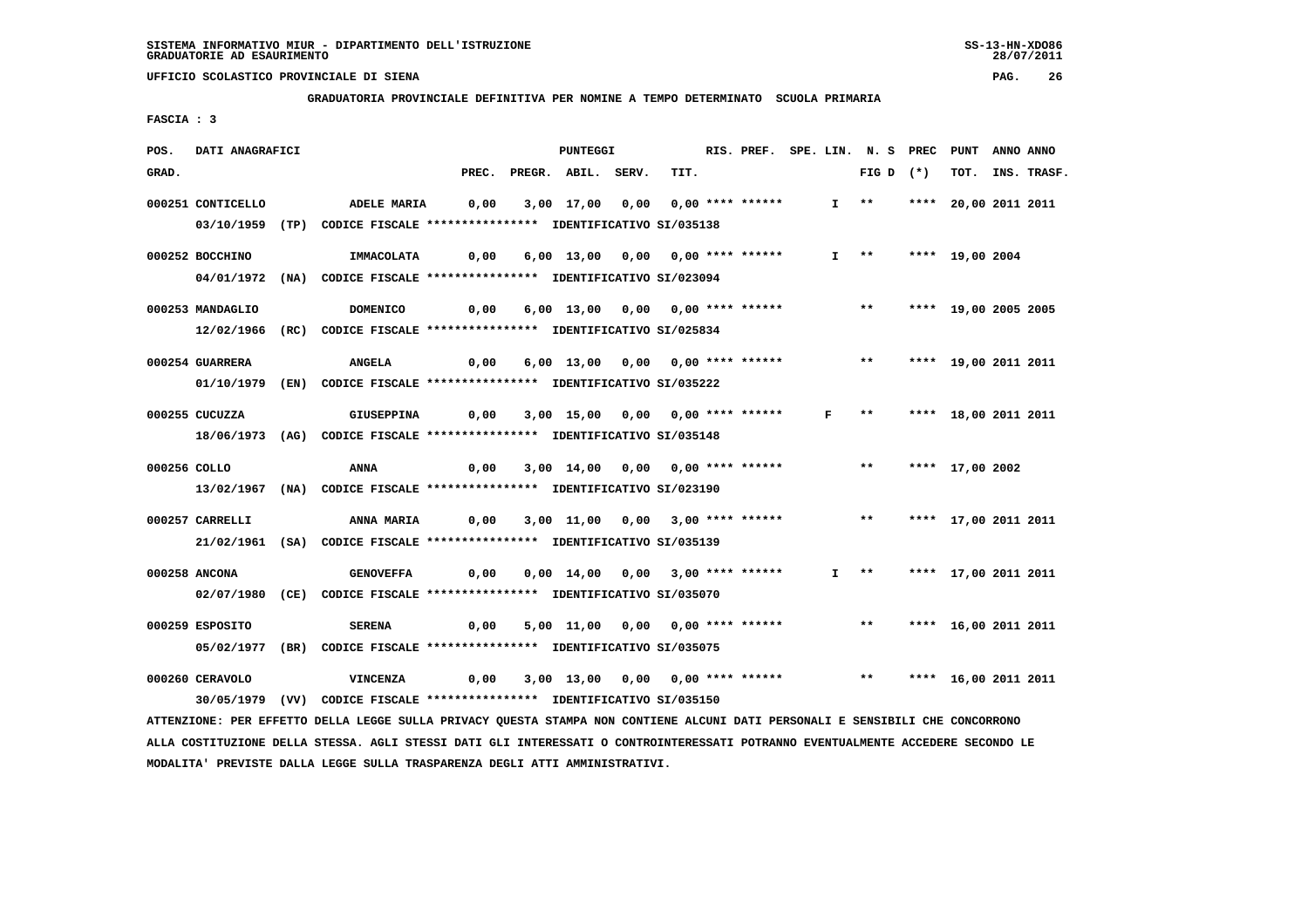SISTEMA INFORMATIVO MIUR - DIPARTIMENTO DELL'ISTRUZIONE
GRADUATORIE AD ESAURIMENTO

UFFICIO SCOLASTICO PROVINCIALE DI SIENA

**GRADUATORIA PROVINCIALE DEFINITIVA PER NOMINE A TEMPO DETERMINATO SCUOLA PRIMARIA**

FASCIA : 3

| POS. GRAD. | DATI ANAGRAFICI | | PREC. | PREGR. | ABIL. | SERV. | TIT. | RIS. PREF. | SPE. LIN. | N. S FIG D | PREC (*) | PUNT TOT. | ANNO INS. | ANNO TRASF. |
|---|---|---|---|---|---|---|---|---|---|---|---|---|---|---|
| 000251 | CONTICELLO | ADELE MARIA | 0,00 | 3,00 | 17,00 | 0,00 | 0,00 | **** ****** | I | ** | **** | 20,00 | 2011 | 2011 |
| | 03/10/1959 (TP) CODICE FISCALE **************** IDENTIFICATIVO SI/035138 | | | | | | | | | | | | | |
| 000252 | BOCCHINO | IMMACOLATA | 0,00 | 6,00 | 13,00 | 0,00 | 0,00 | **** ****** | I | ** | **** | 19,00 | 2004 | |
| | 04/01/1972 (NA) CODICE FISCALE **************** IDENTIFICATIVO SI/023094 | | | | | | | | | | | | | |
| 000253 | MANDAGLIO | DOMENICO | 0,00 | 6,00 | 13,00 | 0,00 | 0,00 | **** ****** | | ** | **** | 19,00 | 2005 | 2005 |
| | 12/02/1966 (RC) CODICE FISCALE **************** IDENTIFICATIVO SI/025834 | | | | | | | | | | | | | |
| 000254 | GUARRERA | ANGELA | 0,00 | 6,00 | 13,00 | 0,00 | 0,00 | **** ****** | | ** | **** | 19,00 | 2011 | 2011 |
| | 01/10/1979 (EN) CODICE FISCALE **************** IDENTIFICATIVO SI/035222 | | | | | | | | | | | | | |
| 000255 | CUCUZZA | GIUSEPPINA | 0,00 | 3,00 | 15,00 | 0,00 | 0,00 | **** ****** | F | ** | **** | 18,00 | 2011 | 2011 |
| | 18/06/1973 (AG) CODICE FISCALE **************** IDENTIFICATIVO SI/035148 | | | | | | | | | | | | | |
| 000256 | COLLO | ANNA | 0,00 | 3,00 | 14,00 | 0,00 | 0,00 | **** ****** | | ** | **** | 17,00 | 2002 | |
| | 13/02/1967 (NA) CODICE FISCALE **************** IDENTIFICATIVO SI/023190 | | | | | | | | | | | | | |
| 000257 | CARRELLI | ANNA MARIA | 0,00 | 3,00 | 11,00 | 0,00 | 3,00 | **** ****** | | ** | **** | 17,00 | 2011 | 2011 |
| | 21/02/1961 (SA) CODICE FISCALE **************** IDENTIFICATIVO SI/035139 | | | | | | | | | | | | | |
| 000258 | ANCONA | GENOVEFFA | 0,00 | 0,00 | 14,00 | 0,00 | 3,00 | **** ****** | I | ** | **** | 17,00 | 2011 | 2011 |
| | 02/07/1980 (CE) CODICE FISCALE **************** IDENTIFICATIVO SI/035070 | | | | | | | | | | | | | |
| 000259 | ESPOSITO | SERENA | 0,00 | 5,00 | 11,00 | 0,00 | 0,00 | **** ****** | | ** | **** | 16,00 | 2011 | 2011 |
| | 05/02/1977 (BR) CODICE FISCALE **************** IDENTIFICATIVO SI/035075 | | | | | | | | | | | | | |
| 000260 | CERAVOLO | VINCENZA | 0,00 | 3,00 | 13,00 | 0,00 | 0,00 | **** ****** | | ** | **** | 16,00 | 2011 | 2011 |
| | 30/05/1979 (VV) CODICE FISCALE **************** IDENTIFICATIVO SI/035150 | | | | | | | | | | | | | |

ATTENZIONE: PER EFFETTO DELLA LEGGE SULLA PRIVACY QUESTA STAMPA NON CONTIENE ALCUNI DATI PERSONALI E SENSIBILI CHE CONCORRONO ALLA COSTITUZIONE DELLA STESSA. AGLI STESSI DATI GLI INTERESSATI O CONTROINTERESSATI POTRANNO EVENTUALMENTE ACCEDERE SECONDO LE MODALITA' PREVISTE DALLA LEGGE SULLA TRASPARENZA DEGLI ATTI AMMINISTRATIVI.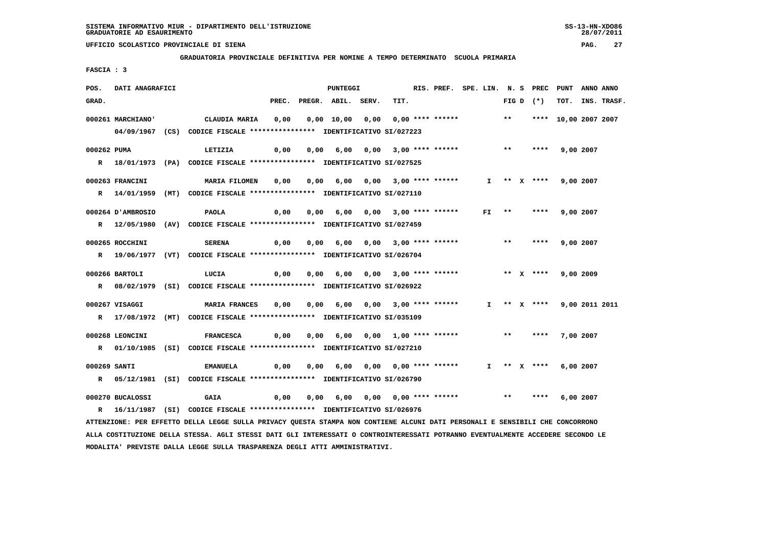SISTEMA INFORMATIVO MIUR - DIPARTIMENTO DELL'ISTRUZIONE
GRADUATORIE AD ESAURIMENTO

UFFICIO SCOLASTICO PROVINCIALE DI SIENA

**GRADUATORIA PROVINCIALE DEFINITIVA PER NOMINE A TEMPO DETERMINATO SCUOLA PRIMARIA**

FASCIA : 3

| POS. GRAD. | DATI ANAGRAFICI | | PREC. | PREGR. | ABIL. | SERV. | TIT. | RIS. PREF. | SPE. LIN. | N. S FIG D | PREC (*) | PUNT TOT. | ANNO INS. | ANNO TRASF. |
|---|---|---|---|---|---|---|---|---|---|---|---|---|---|---|
| 000261 | MARCHIANO' | CLAUDIA MARIA | 0,00 | 0,00 | 10,00 | 0,00 | 0,00 | **** ****** | | ** | **** | 10,00 | 2007 | 2007 |
| | 04/09/1967 (CS) CODICE FISCALE **************** IDENTIFICATIVO SI/027223 | | | | | | | | | | | | | |
| 000262 | PUMA | LETIZIA | 0,00 | 0,00 | 6,00 | 0,00 | 3,00 | **** ****** | | ** | **** | 9,00 | 2007 | |
| R | 18/01/1973 (PA) CODICE FISCALE **************** IDENTIFICATIVO SI/027525 | | | | | | | | | | | | | |
| 000263 | FRANCINI | MARIA FILOMEN | 0,00 | 0,00 | 6,00 | 0,00 | 3,00 | **** ****** | I | ** X | **** | 9,00 | 2007 | |
| R | 14/01/1959 (MT) CODICE FISCALE **************** IDENTIFICATIVO SI/027110 | | | | | | | | | | | | | |
| 000264 | D'AMBROSIO | PAOLA | 0,00 | 0,00 | 6,00 | 0,00 | 3,00 | **** ****** | FI | ** | **** | 9,00 | 2007 | |
| R | 12/05/1980 (AV) CODICE FISCALE **************** IDENTIFICATIVO SI/027459 | | | | | | | | | | | | | |
| 000265 | ROCCHINI | SERENA | 0,00 | 0,00 | 6,00 | 0,00 | 3,00 | **** ****** | | ** | **** | 9,00 | 2007 | |
| R | 19/06/1977 (VT) CODICE FISCALE **************** IDENTIFICATIVO SI/026704 | | | | | | | | | | | | | |
| 000266 | BARTOLI | LUCIA | 0,00 | 0,00 | 6,00 | 0,00 | 3,00 | **** ****** | | ** X | **** | 9,00 | 2009 | |
| R | 08/02/1979 (SI) CODICE FISCALE **************** IDENTIFICATIVO SI/026922 | | | | | | | | | | | | | |
| 000267 | VISAGGI | MARIA FRANCES | 0,00 | 0,00 | 6,00 | 0,00 | 3,00 | **** ****** | I | ** X | **** | 9,00 | 2011 | 2011 |
| R | 17/08/1972 (MT) CODICE FISCALE **************** IDENTIFICATIVO SI/035109 | | | | | | | | | | | | | |
| 000268 | LEONCINI | FRANCESCA | 0,00 | 0,00 | 6,00 | 0,00 | 1,00 | **** ****** | | ** | **** | 7,00 | 2007 | |
| R | 01/10/1985 (SI) CODICE FISCALE **************** IDENTIFICATIVO SI/027210 | | | | | | | | | | | | | |
| 000269 | SANTI | EMANUELA | 0,00 | 0,00 | 6,00 | 0,00 | 0,00 | **** ****** | I | ** X | **** | 6,00 | 2007 | |
| R | 05/12/1981 (SI) CODICE FISCALE **************** IDENTIFICATIVO SI/026790 | | | | | | | | | | | | | |
| 000270 | BUCALOSSI | GAIA | 0,00 | 0,00 | 6,00 | 0,00 | 0,00 | **** ****** | | ** | **** | 6,00 | 2007 | |
| R | 16/11/1987 (SI) CODICE FISCALE **************** IDENTIFICATIVO SI/026976 | | | | | | | | | | | | | |

ATTENZIONE: PER EFFETTO DELLA LEGGE SULLA PRIVACY QUESTA STAMPA NON CONTIENE ALCUNI DATI PERSONALI E SENSIBILI CHE CONCORRONO ALLA COSTITUZIONE DELLA STESSA. AGLI STESSI DATI GLI INTERESSATI O CONTROINTERESSATI POTRANNO EVENTUALMENTE ACCEDERE SECONDO LE MODALITA' PREVISTE DALLA LEGGE SULLA TRASPARENZA DEGLI ATTI AMMINISTRATIVI.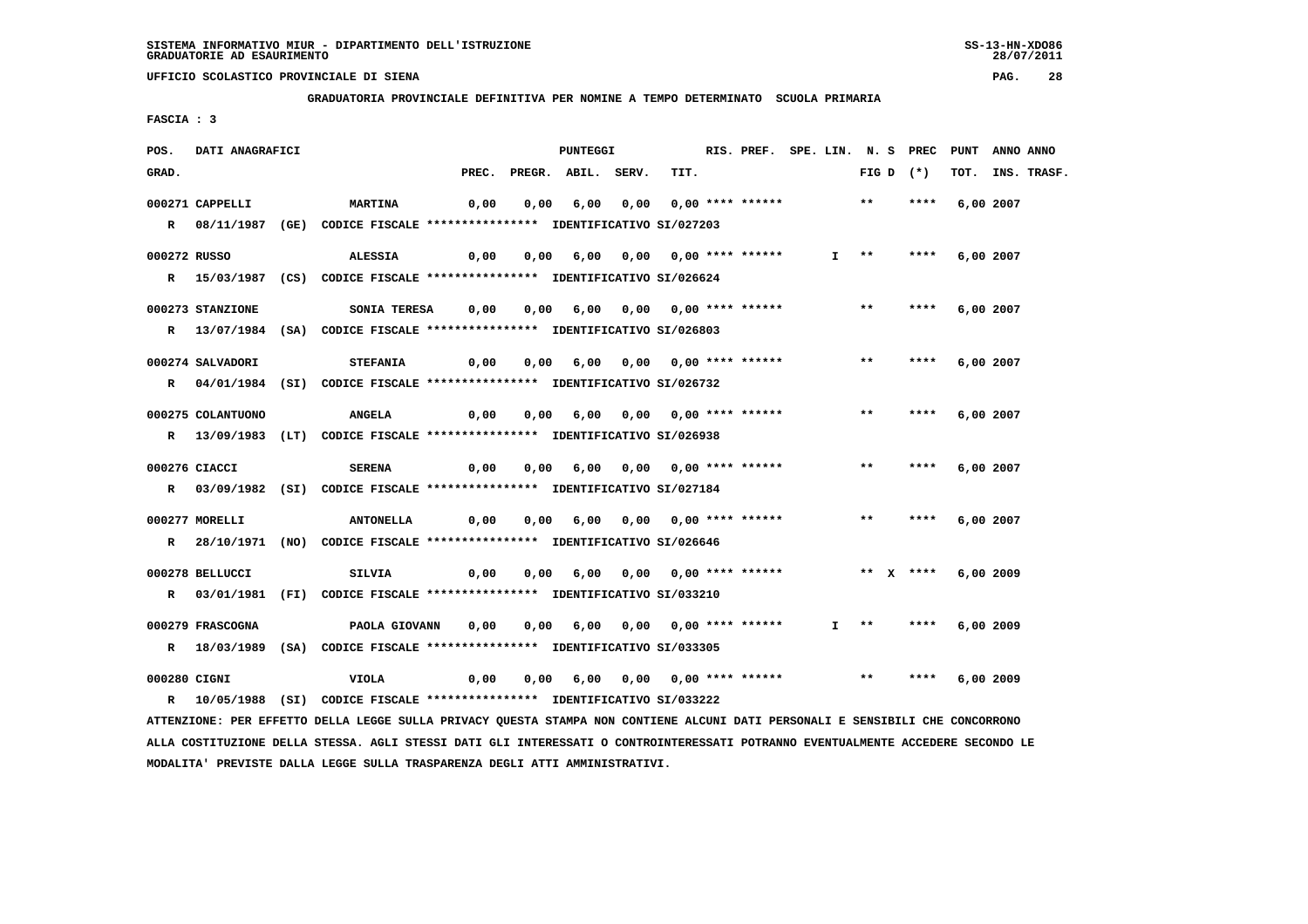SISTEMA INFORMATIVO MIUR - DIPARTIMENTO DELL'ISTRUZIONE
GRADUATORIE AD ESAURIMENTO

UFFICIO SCOLASTICO PROVINCIALE DI SIENA

GRADUATORIA PROVINCIALE DEFINITIVA PER NOMINE A TEMPO DETERMINATO SCUOLA PRIMARIA

FASCIA : 3

| POS. GRAD. | DATI ANAGRAFICI | | PREC. | PREGR. | ABIL. | SERV. | TIT. | RIS. PREF. | SPE. LIN. | N. S FIG D | PREC (*) | PUNT TOT. | ANNO INS. | ANNO TRASF. |
|---|---|---|---|---|---|---|---|---|---|---|---|---|---|---|
| 000271 | CAPPELLI | MARTINA | 0,00 | 0,00 | 6,00 | 0,00 | 0,00 | **** ****** | | ** | **** | 6,00 | 2007 | |
| R | 08/11/1987 (GE) CODICE FISCALE **************** IDENTIFICATIVO SI/027203 | | | | | | | | | | | | | |
| 000272 | RUSSO | ALESSIA | 0,00 | 0,00 | 6,00 | 0,00 | 0,00 | **** ****** | I | ** | **** | 6,00 | 2007 | |
| R | 15/03/1987 (CS) CODICE FISCALE **************** IDENTIFICATIVO SI/026624 | | | | | | | | | | | | | |
| 000273 | STANZIONE | SONIA TERESA | 0,00 | 0,00 | 6,00 | 0,00 | 0,00 | **** ****** | | ** | **** | 6,00 | 2007 | |
| R | 13/07/1984 (SA) CODICE FISCALE **************** IDENTIFICATIVO SI/026803 | | | | | | | | | | | | | |
| 000274 | SALVADORI | STEFANIA | 0,00 | 0,00 | 6,00 | 0,00 | 0,00 | **** ****** | | ** | **** | 6,00 | 2007 | |
| R | 04/01/1984 (SI) CODICE FISCALE **************** IDENTIFICATIVO SI/026732 | | | | | | | | | | | | | |
| 000275 | COLANTUONO | ANGELA | 0,00 | 0,00 | 6,00 | 0,00 | 0,00 | **** ****** | | ** | **** | 6,00 | 2007 | |
| R | 13/09/1983 (LT) CODICE FISCALE **************** IDENTIFICATIVO SI/026938 | | | | | | | | | | | | | |
| 000276 | CIACCI | SERENA | 0,00 | 0,00 | 6,00 | 0,00 | 0,00 | **** ****** | | ** | **** | 6,00 | 2007 | |
| R | 03/09/1982 (SI) CODICE FISCALE **************** IDENTIFICATIVO SI/027184 | | | | | | | | | | | | | |
| 000277 | MORELLI | ANTONELLA | 0,00 | 0,00 | 6,00 | 0,00 | 0,00 | **** ****** | | ** | **** | 6,00 | 2007 | |
| R | 28/10/1971 (NO) CODICE FISCALE **************** IDENTIFICATIVO SI/026646 | | | | | | | | | | | | | |
| 000278 | BELLUCCI | SILVIA | 0,00 | 0,00 | 6,00 | 0,00 | 0,00 | **** ****** | | ** X | **** | 6,00 | 2009 | |
| R | 03/01/1981 (FI) CODICE FISCALE **************** IDENTIFICATIVO SI/033210 | | | | | | | | | | | | | |
| 000279 | FRASCOGNA | PAOLA GIOVANN | 0,00 | 0,00 | 6,00 | 0,00 | 0,00 | **** ****** | I | ** | **** | 6,00 | 2009 | |
| R | 18/03/1989 (SA) CODICE FISCALE **************** IDENTIFICATIVO SI/033305 | | | | | | | | | | | | | |
| 000280 | CIGNI | VIOLA | 0,00 | 0,00 | 6,00 | 0,00 | 0,00 | **** ****** | | ** | **** | 6,00 | 2009 | |
| R | 10/05/1988 (SI) CODICE FISCALE **************** IDENTIFICATIVO SI/033222 | | | | | | | | | | | | | |

ATTENZIONE: PER EFFETTO DELLA LEGGE SULLA PRIVACY QUESTA STAMPA NON CONTIENE ALCUNI DATI PERSONALI E SENSIBILI CHE CONCORRONO ALLA COSTITUZIONE DELLA STESSA. AGLI STESSI DATI GLI INTERESSATI O CONTROINTERESSATI POTRANNO EVENTUALMENTE ACCEDERE SECONDO LE MODALITA' PREVISTE DALLA LEGGE SULLA TRASPARENZA DEGLI ATTI AMMINISTRATIVI.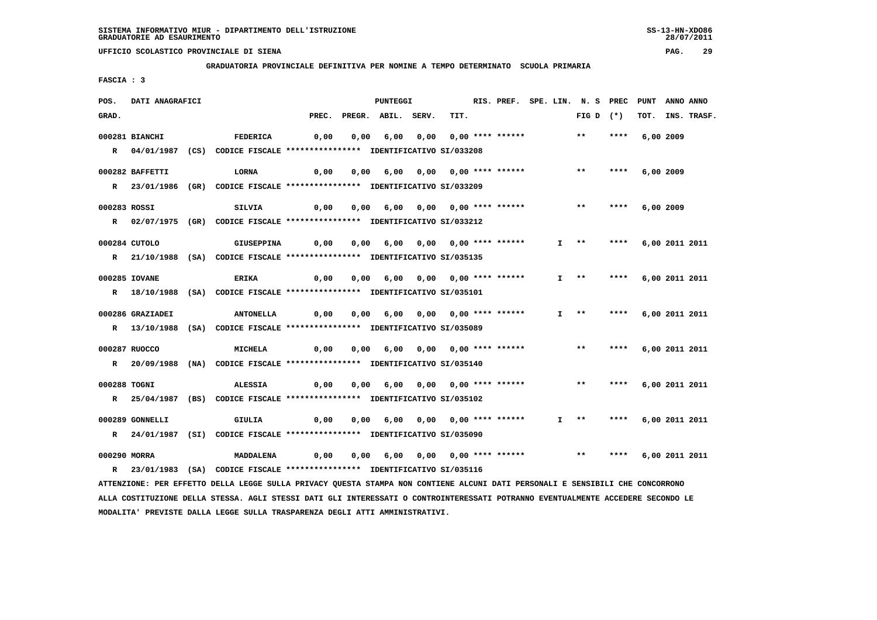SISTEMA INFORMATIVO MIUR - DIPARTIMENTO DELL'ISTRUZIONE
GRADUATORIE AD ESAURIMENTO

UFFICIO SCOLASTICO PROVINCIALE DI SIENA

**GRADUATORIA PROVINCIALE DEFINITIVA PER NOMINE A TEMPO DETERMINATO SCUOLA PRIMARIA**

FASCIA : 3

| POS. GRAD. | DATI ANAGRAFICI | | PREC. | PREGR. | ABIL. | SERV. | TIT. | RIS. PREF. | SPE. LIN. | N. S FIG D | PREC (*) | PUNT TOT. | ANNO INS. | ANNO TRASF. |
|---|---|---|---|---|---|---|---|---|---|---|---|---|---|---|
| 000281 | BIANCHI | FEDERICA | 0,00 | 0,00 | 6,00 | 0,00 | 0,00 | **** ****** | | ** | **** | 6,00 | 2009 | |
| R | 04/01/1987 (CS) CODICE FISCALE **************** | IDENTIFICATIVO SI/033208 | | | | | | | | | | | | |
| 000282 | BAFFETTI | LORNA | 0,00 | 0,00 | 6,00 | 0,00 | 0,00 | **** ****** | | ** | **** | 6,00 | 2009 | |
| R | 23/01/1986 (GR) CODICE FISCALE **************** | IDENTIFICATIVO SI/033209 | | | | | | | | | | | | |
| 000283 | ROSSI | SILVIA | 0,00 | 0,00 | 6,00 | 0,00 | 0,00 | **** ****** | | ** | **** | 6,00 | 2009 | |
| R | 02/07/1975 (GR) CODICE FISCALE **************** | IDENTIFICATIVO SI/033212 | | | | | | | | | | | | |
| 000284 | CUTOLO | GIUSEPPINA | 0,00 | 0,00 | 6,00 | 0,00 | 0,00 | **** ****** | I | ** | **** | 6,00 | 2011 | 2011 |
| R | 21/10/1988 (SA) CODICE FISCALE **************** | IDENTIFICATIVO SI/035135 | | | | | | | | | | | | |
| 000285 | IOVANE | ERIKA | 0,00 | 0,00 | 6,00 | 0,00 | 0,00 | **** ****** | I | ** | **** | 6,00 | 2011 | 2011 |
| R | 18/10/1988 (SA) CODICE FISCALE **************** | IDENTIFICATIVO SI/035101 | | | | | | | | | | | | |
| 000286 | GRAZIADEI | ANTONELLA | 0,00 | 0,00 | 6,00 | 0,00 | 0,00 | **** ****** | I | ** | **** | 6,00 | 2011 | 2011 |
| R | 13/10/1988 (SA) CODICE FISCALE **************** | IDENTIFICATIVO SI/035089 | | | | | | | | | | | | |
| 000287 | RUOCCO | MICHELA | 0,00 | 0,00 | 6,00 | 0,00 | 0,00 | **** ****** | | ** | **** | 6,00 | 2011 | 2011 |
| R | 20/09/1988 (NA) CODICE FISCALE **************** | IDENTIFICATIVO SI/035140 | | | | | | | | | | | | |
| 000288 | TOGNI | ALESSIA | 0,00 | 0,00 | 6,00 | 0,00 | 0,00 | **** ****** | | ** | **** | 6,00 | 2011 | 2011 |
| R | 25/04/1987 (BS) CODICE FISCALE **************** | IDENTIFICATIVO SI/035102 | | | | | | | | | | | | |
| 000289 | GONNELLI | GIULIA | 0,00 | 0,00 | 6,00 | 0,00 | 0,00 | **** ****** | I | ** | **** | 6,00 | 2011 | 2011 |
| R | 24/01/1987 (SI) CODICE FISCALE **************** | IDENTIFICATIVO SI/035090 | | | | | | | | | | | | |
| 000290 | MORRA | MADDALENA | 0,00 | 0,00 | 6,00 | 0,00 | 0,00 | **** ****** | | ** | **** | 6,00 | 2011 | 2011 |
| R | 23/01/1983 (SA) CODICE FISCALE **************** | IDENTIFICATIVO SI/035116 | | | | | | | | | | | | |

ATTENZIONE: PER EFFETTO DELLA LEGGE SULLA PRIVACY QUESTA STAMPA NON CONTIENE ALCUNI DATI PERSONALI E SENSIBILI CHE CONCORRONO ALLA COSTITUZIONE DELLA STESSA. AGLI STESSI DATI GLI INTERESSATI O CONTROINTERESSATI POTRANNO EVENTUALMENTE ACCEDERE SECONDO LE MODALITA' PREVISTE DALLA LEGGE SULLA TRASPARENZA DEGLI ATTI AMMINISTRATIVI.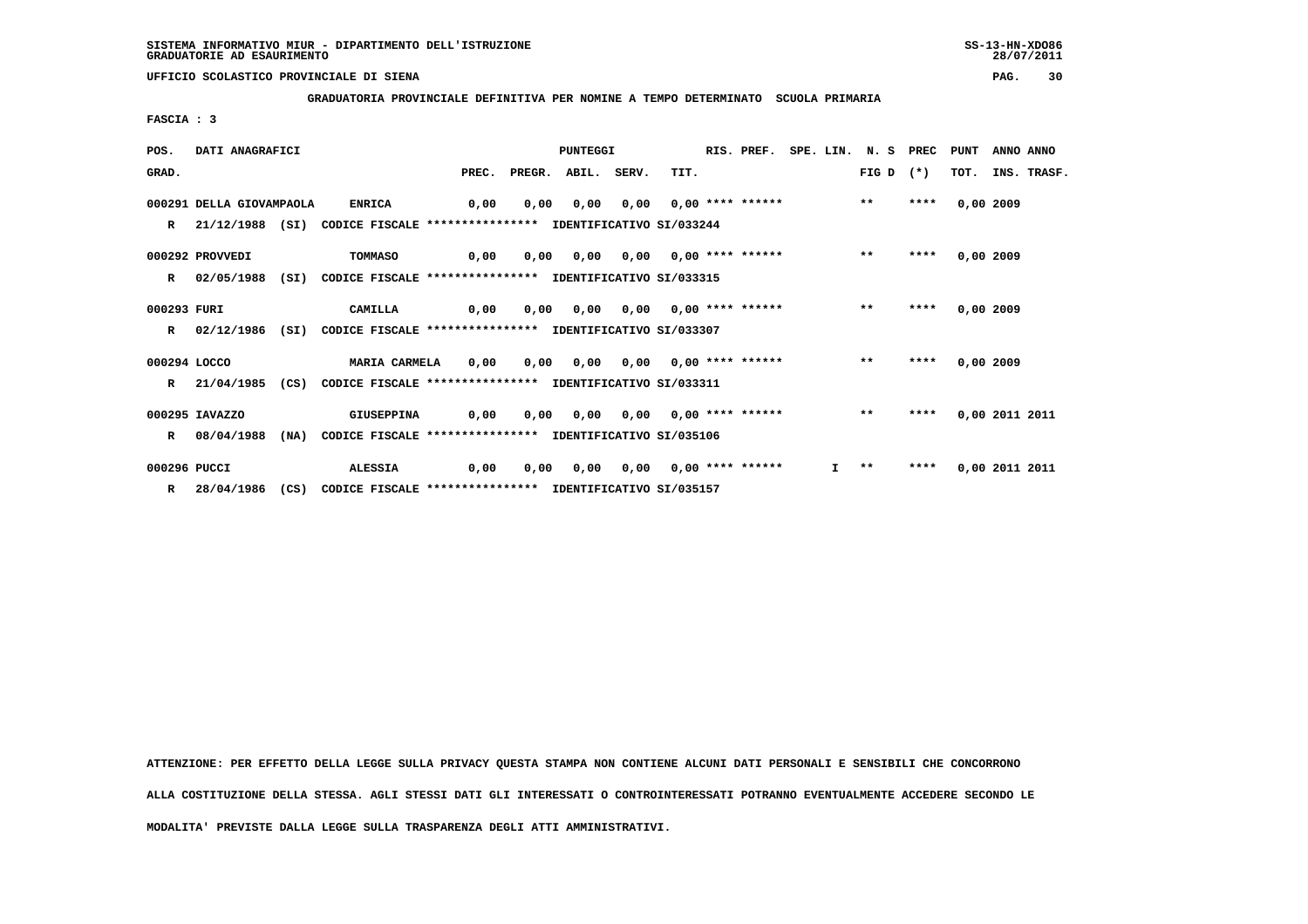SISTEMA INFORMATIVO MIUR - DIPARTIMENTO DELL'ISTRUZIONE
GRADUATORIE AD ESAURIMENTO

UFFICIO SCOLASTICO PROVINCIALE DI SIENA

**GRADUATORIA PROVINCIALE DEFINITIVA PER NOMINE A TEMPO DETERMINATO SCUOLA PRIMARIA**

FASCIA : 3

| POS. GRAD. | DATI ANAGRAFICI | | PREC. | PREGR. | ABIL. | SERV. | TIT. | RIS. PREF. | SPE. LIN. | N. S FIG D | PREC (*) | PUNT TOT. | ANNO INS. | ANNO TRASF. |
|---|---|---|---|---|---|---|---|---|---|---|---|---|---|---|
| 000291 | DELLA GIOVAMPAOLA | ENRICA | 0,00 | 0,00 | 0,00 | 0,00 | 0,00 | **** ****** | | ** | **** | 0,00 | 2009 | |
| R | 21/12/1988 (SI) | CODICE FISCALE **************** IDENTIFICATIVO SI/033244 | | | | | | | | | | | | |
| 000292 | PROVVEDI | TOMMASO | 0,00 | 0,00 | 0,00 | 0,00 | 0,00 | **** ****** | | ** | **** | 0,00 | 2009 | |
| R | 02/05/1988 (SI) | CODICE FISCALE **************** IDENTIFICATIVO SI/033315 | | | | | | | | | | | | |
| 000293 | FURI | CAMILLA | 0,00 | 0,00 | 0,00 | 0,00 | 0,00 | **** ****** | | ** | **** | 0,00 | 2009 | |
| R | 02/12/1986 (SI) | CODICE FISCALE **************** IDENTIFICATIVO SI/033307 | | | | | | | | | | | | |
| 000294 | LOCCO | MARIA CARMELA | 0,00 | 0,00 | 0,00 | 0,00 | 0,00 | **** ****** | | ** | **** | 0,00 | 2009 | |
| R | 21/04/1985 (CS) | CODICE FISCALE **************** IDENTIFICATIVO SI/033311 | | | | | | | | | | | | |
| 000295 | IAVAZZO | GIUSEPPINA | 0,00 | 0,00 | 0,00 | 0,00 | 0,00 | **** ****** | | ** | **** | 0,00 | 2011 | 2011 |
| R | 08/04/1988 (NA) | CODICE FISCALE **************** IDENTIFICATIVO SI/035106 | | | | | | | | | | | | |
| 000296 | PUCCI | ALESSIA | 0,00 | 0,00 | 0,00 | 0,00 | 0,00 | **** ****** | I | ** | **** | 0,00 | 2011 | 2011 |
| R | 28/04/1986 (CS) | CODICE FISCALE **************** IDENTIFICATIVO SI/035157 | | | | | | | | | | | | |

ATTENZIONE: PER EFFETTO DELLA LEGGE SULLA PRIVACY QUESTA STAMPA NON CONTIENE ALCUNI DATI PERSONALI E SENSIBILI CHE CONCORRONO ALLA COSTITUZIONE DELLA STESSA. AGLI STESSI DATI GLI INTERESSATI O CONTROINTERESSATI POTRANNO EVENTUALMENTE ACCEDERE SECONDO LE MODALITA' PREVISTE DALLA LEGGE SULLA TRASPARENZA DEGLI ATTI AMMINISTRATIVI.